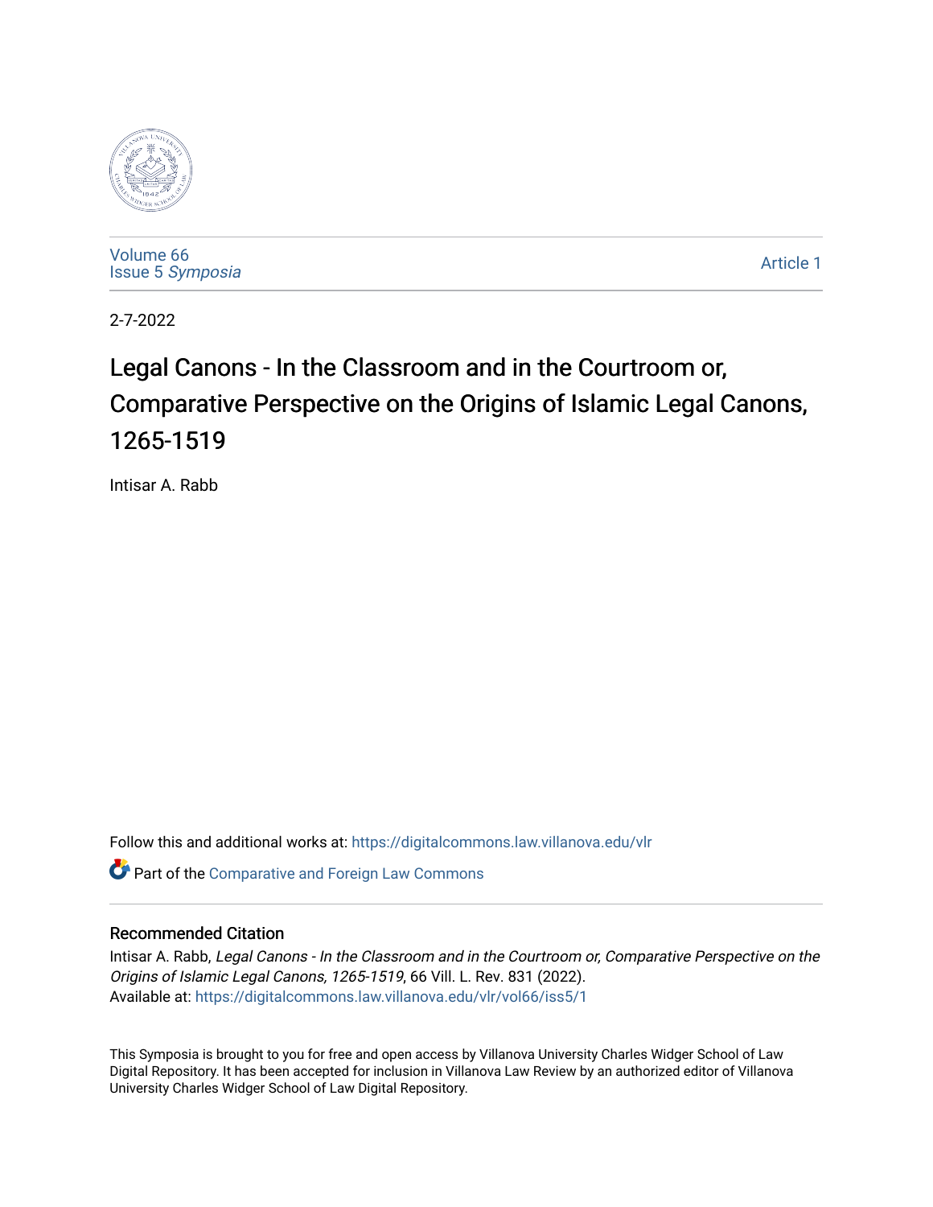Volume 66
Issue 5 *Symposia*

Article 1

2-7-2022

# Legal Canons - In the Classroom and in the Courtroom or, Comparative Perspective on the Origins of Islamic Legal Canons, 1265-1519

Intisar A. Rabb

Follow this and additional works at: https://digitalcommons.law.villanova.edu/vlr

Part of the Comparative and Foreign Law Commons

## Recommended Citation

Intisar A. Rabb, *Legal Canons - In the Classroom and in the Courtroom or, Comparative Perspective on the Origins of Islamic Legal Canons, 1265-1519*, 66 Vill. L. Rev. 831 (2022).
Available at: https://digitalcommons.law.villanova.edu/vlr/vol66/iss5/1

This Symposia is brought to you for free and open access by Villanova University Charles Widger School of Law Digital Repository. It has been accepted for inclusion in Villanova Law Review by an authorized editor of Villanova University Charles Widger School of Law Digital Repository.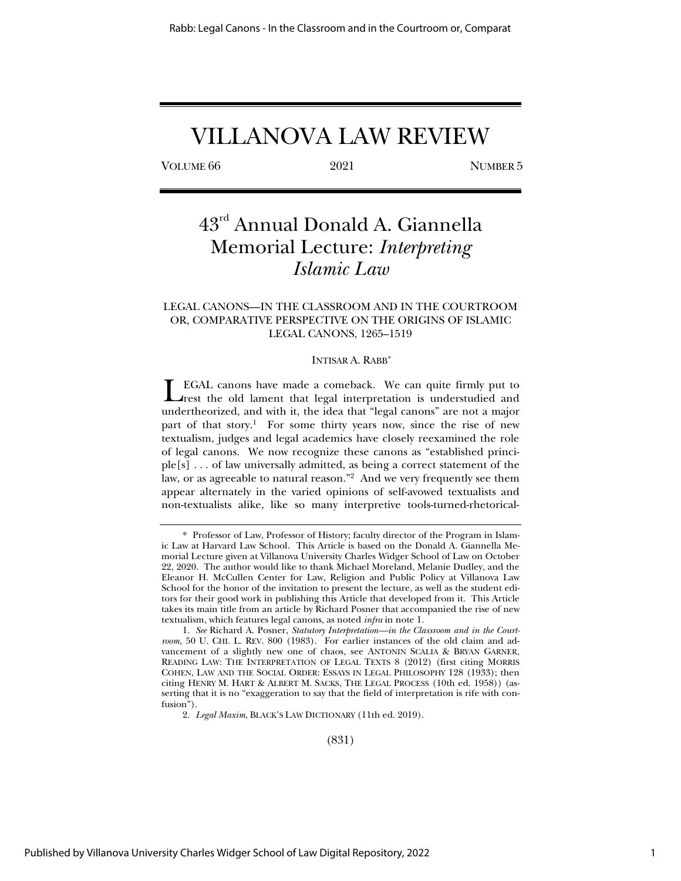# VILLANOVA LAW REVIEW

VOLUME 66 | 2021 | NUMBER 5

## 43rd Annual Donald A. Giannella Memorial Lecture: *Interpreting Islamic Law*

### LEGAL CANONS—IN THE CLASSROOM AND IN THE COURTROOM OR, COMPARATIVE PERSPECTIVE ON THE ORIGINS OF ISLAMIC LEGAL CANONS, 1265–1519

INTISAR A. RABB*

LEGAL canons have made a comeback. We can quite firmly put to rest the old lament that legal interpretation is understudied and undertheorized, and with it, the idea that "legal canons" are not a major part of that story.[1] For some thirty years now, since the rise of new textualism, judges and legal academics have closely reexamined the role of legal canons. We now recognize these canons as "established principle[s] . . . of law universally admitted, as being a correct statement of the law, or as agreeable to natural reason."[2] And we very frequently see them appear alternately in the varied opinions of self-avowed textualists and non-textualists alike, like so many interpretive tools-turned-rhetorical-

---

\* Professor of Law, Professor of History; faculty director of the Program in Islamic Law at Harvard Law School. This Article is based on the Donald A. Giannella Memorial Lecture given at Villanova University Charles Widger School of Law on October 22, 2020. The author would like to thank Michael Moreland, Melanie Dudley, and the Eleanor H. McCullen Center for Law, Religion and Public Policy at Villanova Law School for the honor of the invitation to present the lecture, as well as the student editors for their good work in publishing this Article that developed from it. This Article takes its main title from an article by Richard Posner that accompanied the rise of new textualism, which features legal canons, as noted *infra* in note 1.

1. *See* Richard A. Posner, *Statutory Interpretation—in the Classroom and in the Courtroom*, 50 U. CHI. L. REV. 800 (1983). For earlier instances of the old claim and advancement of a slightly new one of chaos, see ANTONIN SCALIA & BRYAN GARNER, READING LAW: THE INTERPRETATION OF LEGAL TEXTS 8 (2012) (first citing MORRIS COHEN, LAW AND THE SOCIAL ORDER: ESSAYS IN LEGAL PHILOSOPHY 128 (1933); then citing HENRY M. HART & ALBERT M. SACKS, THE LEGAL PROCESS (10th ed. 1958)) (asserting that it is no "exaggeration to say that the field of interpretation is rife with confusion").

2. *Legal Maxim*, BLACK'S LAW DICTIONARY (11th ed. 2019).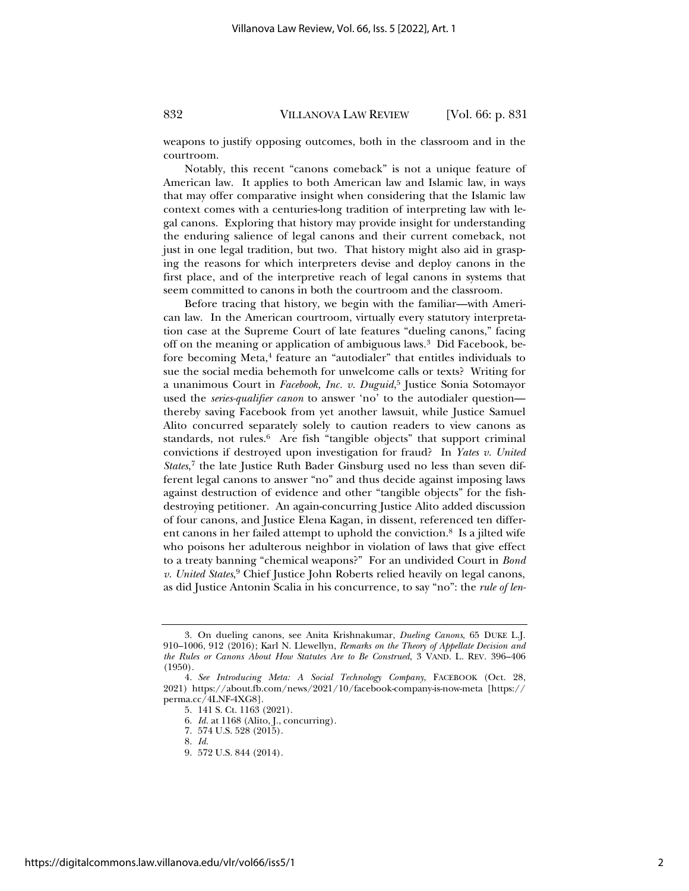weapons to justify opposing outcomes, both in the classroom and in the courtroom.

Notably, this recent "canons comeback" is not a unique feature of American law. It applies to both American law and Islamic law, in ways that may offer comparative insight when considering that the Islamic law context comes with a centuries-long tradition of interpreting law with legal canons. Exploring that history may provide insight for understanding the enduring salience of legal canons and their current comeback, not just in one legal tradition, but two. That history might also aid in grasping the reasons for which interpreters devise and deploy canons in the first place, and of the interpretive reach of legal canons in systems that seem committed to canons in both the courtroom and the classroom.

Before tracing that history, we begin with the familiar—with American law. In the American courtroom, virtually every statutory interpretation case at the Supreme Court of late features "dueling canons," facing off on the meaning or application of ambiguous laws.[3] Did Facebook, before becoming Meta,[4] feature an "autodialer" that entitles individuals to sue the social media behemoth for unwelcome calls or texts? Writing for a unanimous Court in *Facebook, Inc. v. Duguid*,[5] Justice Sonia Sotomayor used the *series-qualifier canon* to answer 'no' to the autodialer question—thereby saving Facebook from yet another lawsuit, while Justice Samuel Alito concurred separately solely to caution readers to view canons as standards, not rules.[6] Are fish "tangible objects" that support criminal convictions if destroyed upon investigation for fraud? In *Yates v. United States*,[7] the late Justice Ruth Bader Ginsburg used no less than seven different legal canons to answer "no" and thus decide against imposing laws against destruction of evidence and other "tangible objects" for the fish-destroying petitioner. An again-concurring Justice Alito added discussion of four canons, and Justice Elena Kagan, in dissent, referenced ten different canons in her failed attempt to uphold the conviction.[8] Is a jilted wife who poisons her adulterous neighbor in violation of laws that give effect to a treaty banning "chemical weapons?" For an undivided Court in *Bond v. United States*,[9] Chief Justice John Roberts relied heavily on legal canons, as did Justice Antonin Scalia in his concurrence, to say "no": the *rule of len-*

---

3. On dueling canons, see Anita Krishnakumar, *Dueling Canons*, 65 DUKE L.J. 910–1006, 912 (2016); Karl N. Llewellyn, *Remarks on the Theory of Appellate Decision and the Rules or Canons About How Statutes Are to Be Construed*, 3 VAND. L. REV. 396–406 (1950).

4. *See Introducing Meta: A Social Technology Company*, FACEBOOK (Oct. 28, 2021) https://about.fb.com/news/2021/10/facebook-company-is-now-meta [https://perma.cc/4LNF-4XG8].

5. 141 S. Ct. 1163 (2021).

6. *Id.* at 1168 (Alito, J., concurring).

7. 574 U.S. 528 (2015).

8. *Id.*

9. 572 U.S. 844 (2014).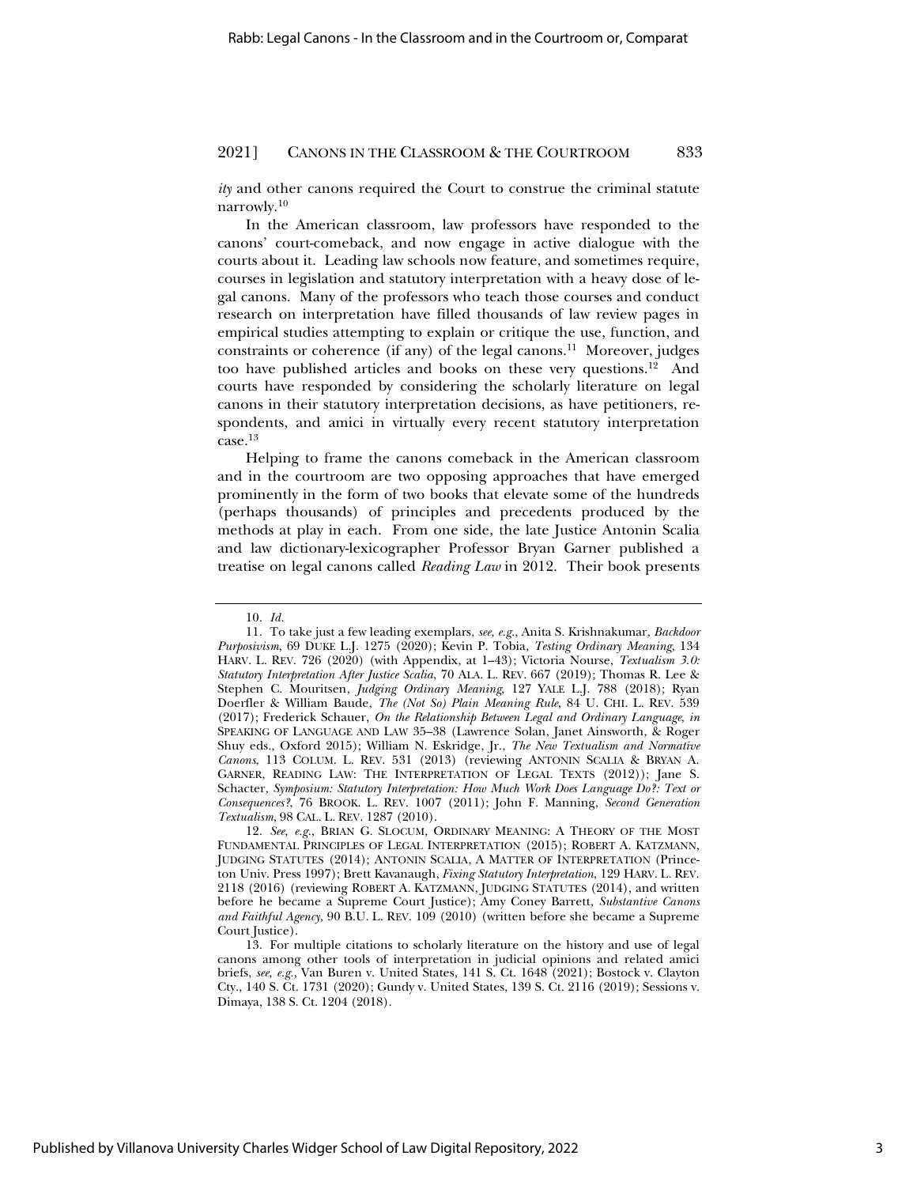*ity* and other canons required the Court to construe the criminal statute narrowly.[10]

In the American classroom, law professors have responded to the canons' court-comeback, and now engage in active dialogue with the courts about it. Leading law schools now feature, and sometimes require, courses in legislation and statutory interpretation with a heavy dose of legal canons. Many of the professors who teach those courses and conduct research on interpretation have filled thousands of law review pages in empirical studies attempting to explain or critique the use, function, and constraints or coherence (if any) of the legal canons.[11] Moreover, judges too have published articles and books on these very questions.[12] And courts have responded by considering the scholarly literature on legal canons in their statutory interpretation decisions, as have petitioners, respondents, and amici in virtually every recent statutory interpretation case.[13]

Helping to frame the canons comeback in the American classroom and in the courtroom are two opposing approaches that have emerged prominently in the form of two books that elevate some of the hundreds (perhaps thousands) of principles and precedents produced by the methods at play in each. From one side, the late Justice Antonin Scalia and law dictionary-lexicographer Professor Bryan Garner published a treatise on legal canons called *Reading Law* in 2012. Their book presents

---

10. *Id.*

11. To take just a few leading exemplars, *see, e.g.*, Anita S. Krishnakumar, *Backdoor Purposivism*, 69 DUKE L.J. 1275 (2020); Kevin P. Tobia, *Testing Ordinary Meaning*, 134 HARV. L. REV. 726 (2020) (with Appendix, at 1–43); Victoria Nourse, *Textualism 3.0: Statutory Interpretation After Justice Scalia*, 70 ALA. L. REV. 667 (2019); Thomas R. Lee & Stephen C. Mouritsen, *Judging Ordinary Meaning*, 127 YALE L.J. 788 (2018); Ryan Doerfler & William Baude, *The (Not So) Plain Meaning Rule*, 84 U. CHI. L. REV. 539 (2017); Frederick Schauer, *On the Relationship Between Legal and Ordinary Language*, *in* SPEAKING OF LANGUAGE AND LAW 35–38 (Lawrence Solan, Janet Ainsworth, & Roger Shuy eds., Oxford 2015); William N. Eskridge, Jr., *The New Textualism and Normative Canons*, 113 COLUM. L. REV. 531 (2013) (reviewing ANTONIN SCALIA & BRYAN A. GARNER, READING LAW: THE INTERPRETATION OF LEGAL TEXTS (2012)); Jane S. Schacter, *Symposium: Statutory Interpretation: How Much Work Does Language Do?: Text or Consequences?*, 76 BROOK. L. REV. 1007 (2011); John F. Manning, *Second Generation Textualism*, 98 CAL. L. REV. 1287 (2010).

12. *See, e.g.*, BRIAN G. SLOCUM, ORDINARY MEANING: A THEORY OF THE MOST FUNDAMENTAL PRINCIPLES OF LEGAL INTERPRETATION (2015); ROBERT A. KATZMANN, JUDGING STATUTES (2014); ANTONIN SCALIA, A MATTER OF INTERPRETATION (Princeton Univ. Press 1997); Brett Kavanaugh, *Fixing Statutory Interpretation*, 129 HARV. L. REV. 2118 (2016) (reviewing ROBERT A. KATZMANN, JUDGING STATUTES (2014), and written before he became a Supreme Court Justice); Amy Coney Barrett, *Substantive Canons and Faithful Agency*, 90 B.U. L. REV. 109 (2010) (written before she became a Supreme Court Justice).

13. For multiple citations to scholarly literature on the history and use of legal canons among other tools of interpretation in judicial opinions and related amici briefs, *see, e.g.*, Van Buren v. United States, 141 S. Ct. 1648 (2021); Bostock v. Clayton Cty., 140 S. Ct. 1731 (2020); Gundy v. United States, 139 S. Ct. 2116 (2019); Sessions v. Dimaya, 138 S. Ct. 1204 (2018).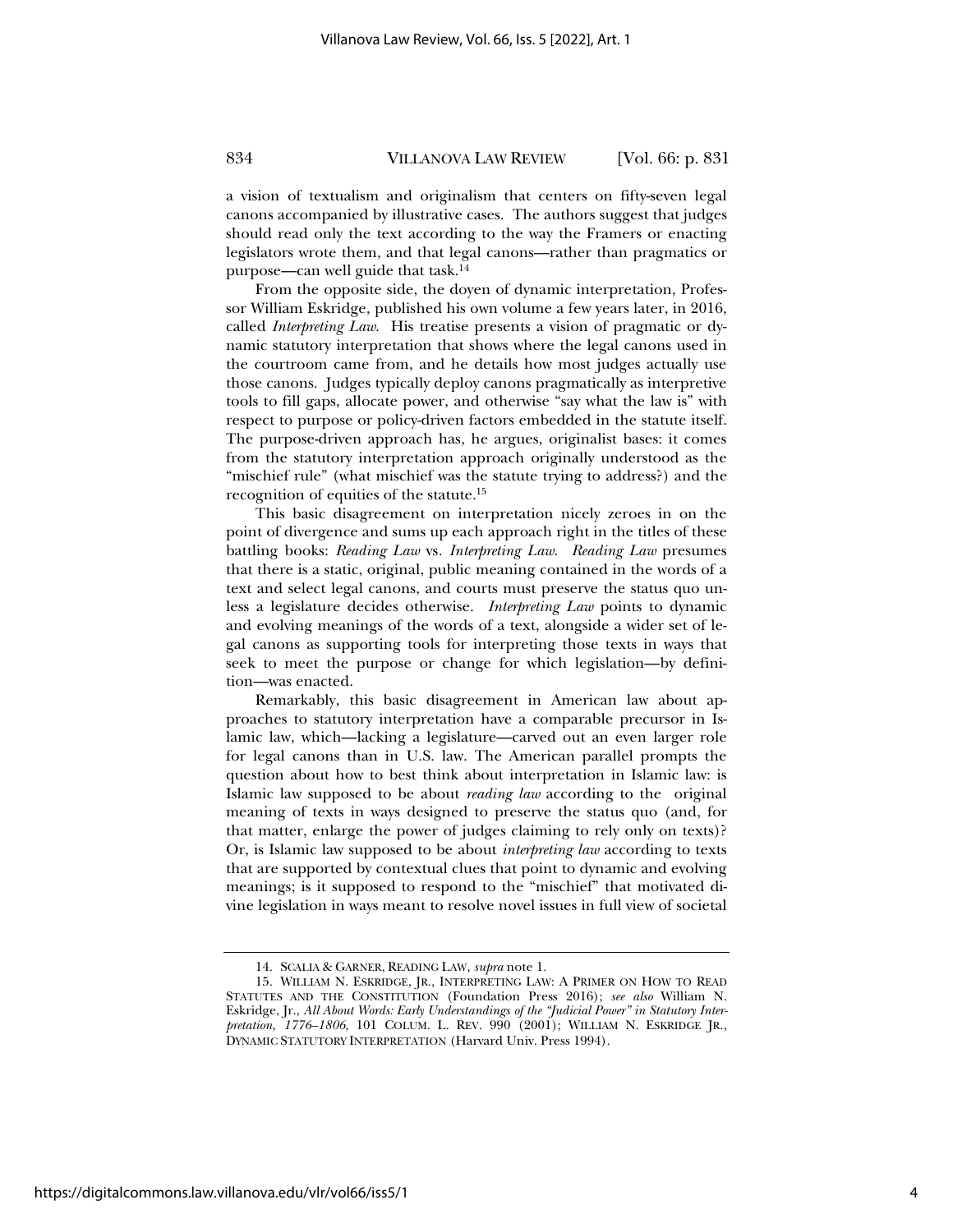a vision of textualism and originalism that centers on fifty-seven legal canons accompanied by illustrative cases. The authors suggest that judges should read only the text according to the way the Framers or enacting legislators wrote them, and that legal canons—rather than pragmatics or purpose—can well guide that task.[14]

From the opposite side, the doyen of dynamic interpretation, Professor William Eskridge, published his own volume a few years later, in 2016, called *Interpreting Law*. His treatise presents a vision of pragmatic or dynamic statutory interpretation that shows where the legal canons used in the courtroom came from, and he details how most judges actually use those canons. Judges typically deploy canons pragmatically as interpretive tools to fill gaps, allocate power, and otherwise "say what the law is" with respect to purpose or policy-driven factors embedded in the statute itself. The purpose-driven approach has, he argues, originalist bases: it comes from the statutory interpretation approach originally understood as the "mischief rule" (what mischief was the statute trying to address?) and the recognition of equities of the statute.[15]

This basic disagreement on interpretation nicely zeroes in on the point of divergence and sums up each approach right in the titles of these battling books: *Reading Law* vs. *Interpreting Law*. *Reading Law* presumes that there is a static, original, public meaning contained in the words of a text and select legal canons, and courts must preserve the status quo unless a legislature decides otherwise. *Interpreting Law* points to dynamic and evolving meanings of the words of a text, alongside a wider set of legal canons as supporting tools for interpreting those texts in ways that seek to meet the purpose or change for which legislation—by definition—was enacted.

Remarkably, this basic disagreement in American law about approaches to statutory interpretation have a comparable precursor in Islamic law, which—lacking a legislature—carved out an even larger role for legal canons than in U.S. law. The American parallel prompts the question about how to best think about interpretation in Islamic law: is Islamic law supposed to be about *reading law* according to the original meaning of texts in ways designed to preserve the status quo (and, for that matter, enlarge the power of judges claiming to rely only on texts)? Or, is Islamic law supposed to be about *interpreting law* according to texts that are supported by contextual clues that point to dynamic and evolving meanings; is it supposed to respond to the "mischief" that motivated divine legislation in ways meant to resolve novel issues in full view of societal

---

14. SCALIA & GARNER, READING LAW, *supra* note 1.

15. WILLIAM N. ESKRIDGE, JR., INTERPRETING LAW: A PRIMER ON HOW TO READ STATUTES AND THE CONSTITUTION (Foundation Press 2016); *see also* William N. Eskridge, Jr., *All About Words: Early Understandings of the "Judicial Power" in Statutory Interpretation, 1776–1806*, 101 COLUM. L. REV. 990 (2001); WILLIAM N. ESKRIDGE JR., DYNAMIC STATUTORY INTERPRETATION (Harvard Univ. Press 1994).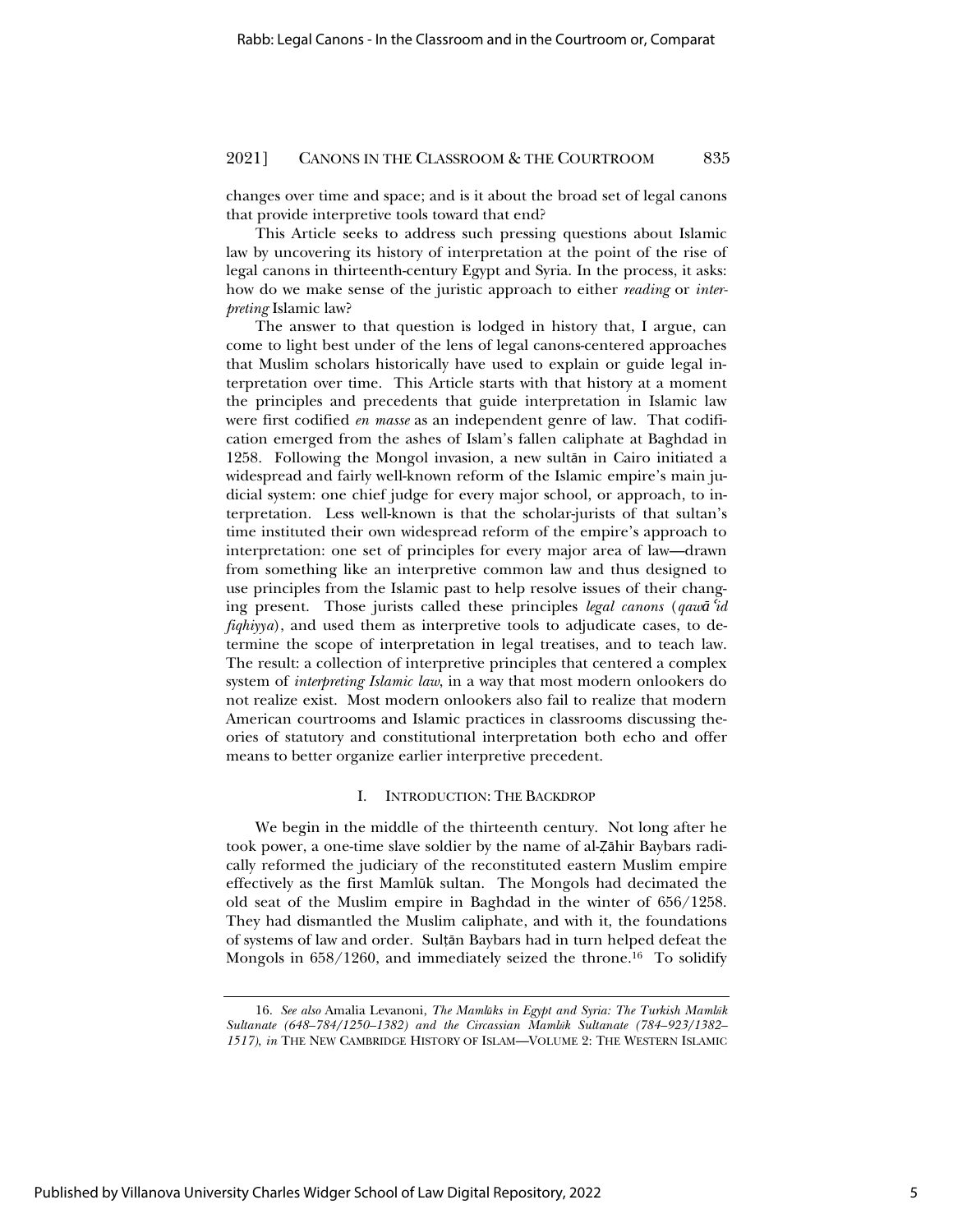changes over time and space; and is it about the broad set of legal canons that provide interpretive tools toward that end?

This Article seeks to address such pressing questions about Islamic law by uncovering its history of interpretation at the point of the rise of legal canons in thirteenth-century Egypt and Syria. In the process, it asks: how do we make sense of the juristic approach to either *reading* or *interpreting* Islamic law?

The answer to that question is lodged in history that, I argue, can come to light best under of the lens of legal canons-centered approaches that Muslim scholars historically have used to explain or guide legal interpretation over time. This Article starts with that history at a moment the principles and precedents that guide interpretation in Islamic law were first codified *en masse* as an independent genre of law. That codification emerged from the ashes of Islam's fallen caliphate at Baghdad in 1258. Following the Mongol invasion, a new sultān in Cairo initiated a widespread and fairly well-known reform of the Islamic empire's main judicial system: one chief judge for every major school, or approach, to interpretation. Less well-known is that the scholar-jurists of that sultan's time instituted their own widespread reform of the empire's approach to interpretation: one set of principles for every major area of law—drawn from something like an interpretive common law and thus designed to use principles from the Islamic past to help resolve issues of their changing present. Those jurists called these principles *legal canons* (*qawāʿid fiqhiyya*), and used them as interpretive tools to adjudicate cases, to determine the scope of interpretation in legal treatises, and to teach law. The result: a collection of interpretive principles that centered a complex system of *interpreting Islamic law*, in a way that most modern onlookers do not realize exist. Most modern onlookers also fail to realize that modern American courtrooms and Islamic practices in classrooms discussing theories of statutory and constitutional interpretation both echo and offer means to better organize earlier interpretive precedent.

## I. Introduction: The Backdrop

We begin in the middle of the thirteenth century. Not long after he took power, a one-time slave soldier by the name of al-Ẓāhir Baybars radically reformed the judiciary of the reconstituted eastern Muslim empire effectively as the first Mamlūk sultan. The Mongols had decimated the old seat of the Muslim empire in Baghdad in the winter of 656/1258. They had dismantled the Muslim caliphate, and with it, the foundations of systems of law and order. Sulṭān Baybars had in turn helped defeat the Mongols in 658/1260, and immediately seized the throne.[16] To solidify

---

16. *See also* Amalia Levanoni, *The Mamlūks in Egypt and Syria: The Turkish Mamlūk Sultanate (648–784/1250–1382) and the Circassian Mamlūk Sultanate (784–923/1382–1517)*, *in* THE NEW CAMBRIDGE HISTORY OF ISLAM—VOLUME 2: THE WESTERN ISLAMIC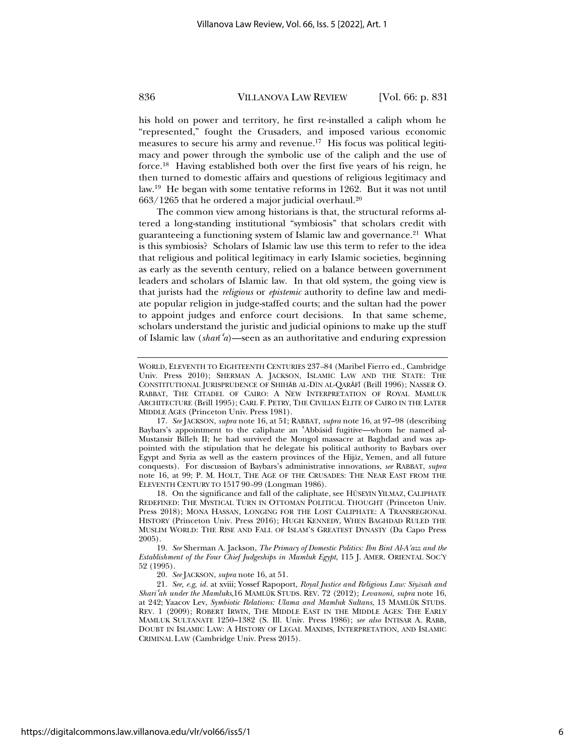his hold on power and territory, he first re-installed a caliph whom he "represented," fought the Crusaders, and imposed various economic measures to secure his army and revenue.[17] His focus was political legitimacy and power through the symbolic use of the caliph and the use of force.[18] Having established both over the first five years of his reign, he then turned to domestic affairs and questions of religious legitimacy and law.[19] He began with some tentative reforms in 1262. But it was not until 663/1265 that he ordered a major judicial overhaul.[20]

The common view among historians is that, the structural reforms altered a long-standing institutional "symbiosis" that scholars credit with guaranteeing a functioning system of Islamic law and governance.[21] What is this symbiosis? Scholars of Islamic law use this term to refer to the idea that religious and political legitimacy in early Islamic societies, beginning as early as the seventh century, relied on a balance between government leaders and scholars of Islamic law. In that old system, the going view is that jurists had the *religious* or *epistemic* authority to define law and mediate popular religion in judge-staffed courts; and the sultan had the power to appoint judges and enforce court decisions. In that same scheme, scholars understand the juristic and judicial opinions to make up the stuff of Islamic law (*sharīʿa*)—seen as an authoritative and enduring expression

---

WORLD, ELEVENTH TO EIGHTEENTH CENTURIES 237–84 (Maribel Fierro ed., Cambridge Univ. Press 2010); SHERMAN A. JACKSON, ISLAMIC LAW AND THE STATE: THE CONSTITUTIONAL JURISPRUDENCE OF SHIHĀB AL-DĪN AL-QARĀFĪ (Brill 1996); NASSER O. RABBAT, THE CITADEL OF CAIRO: A NEW INTERPRETATION OF ROYAL MAMLUK ARCHITECTURE (Brill 1995); CARL F. PETRY, THE CIVILIAN ELITE OF CAIRO IN THE LATER MIDDLE AGES (Princeton Univ. Press 1981).

17. *See* JACKSON, *supra* note 16, at 51; RABBAT, *supra* note 16, at 97–98 (describing Baybars's appointment to the caliphate an ʿAbbāsid fugitive—whom he named al-Mustansir Billeh II; he had survived the Mongol massacre at Baghdad and was appointed with the stipulation that he delegate his political authority to Baybars over Egypt and Syria as well as the eastern provinces of the Hijāz, Yemen, and all future conquests). For discussion of Baybars's administrative innovations, *see* RABBAT, *supra* note 16, at 99; P. M. HOLT, THE AGE OF THE CRUSADES: THE NEAR EAST FROM THE ELEVENTH CENTURY TO 1517 90–99 (Longman 1986).

18. On the significance and fall of the caliphate, see HÜSEYIN YILMAZ, CALIPHATE REDEFINED: THE MYSTICAL TURN IN OTTOMAN POLITICAL THOUGHT (Princeton Univ. Press 2018); MONA HASSAN, LONGING FOR THE LOST CALIPHATE: A TRANSREGIONAL HISTORY (Princeton Univ. Press 2016); HUGH KENNEDY, WHEN BAGHDAD RULED THE MUSLIM WORLD: THE RISE AND FALL OF ISLAM'S GREATEST DYNASTY (Da Capo Press 2005).

19. *See* Sherman A. Jackson, *The Primacy of Domestic Politics: Ibn Bint Al-A'azz and the Establishment of the Four Chief Judgeships in Mamluk Egypt*, 115 J. AMER. ORIENTAL SOC'Y 52 (1995).

20. *See* JACKSON, *supra* note 16, at 51.

21. *See, e.g, id.* at xviii; Yossef Rapoport, *Royal Justice and Religious Law: Siyāsah and Shariʿah under the Mamluks*,16 MAMLŪK STUDS. REV. 72 (2012); *Levanoni, supra* note 16, at 242; Yaacov Lev, *Symbiotic Relations: Ulama and Mamluk Sultans*, 13 MAMLŪK STUDS. REV. 1 (2009); ROBERT IRWIN, THE MIDDLE EAST IN THE MIDDLE AGES: THE EARLY MAMLUK SULTANATE 1250–1382 (S. Ill. Univ. Press 1986); *see also* INTISAR A. RABB, DOUBT IN ISLAMIC LAW: A HISTORY OF LEGAL MAXIMS, INTERPRETATION, AND ISLAMIC CRIMINAL LAW (Cambridge Univ. Press 2015).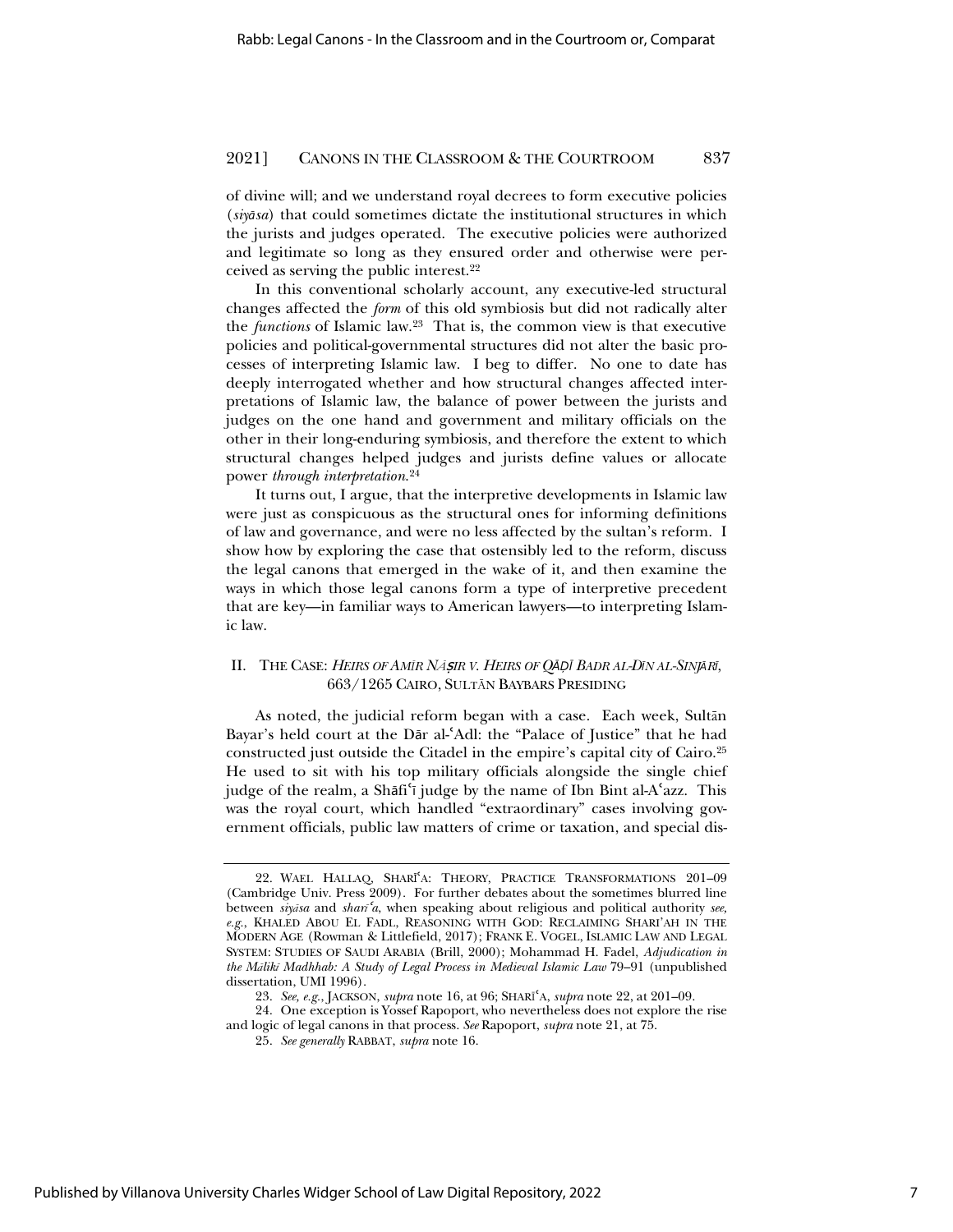of divine will; and we understand royal decrees to form executive policies (*siyāsa*) that could sometimes dictate the institutional structures in which the jurists and judges operated. The executive policies were authorized and legitimate so long as they ensured order and otherwise were perceived as serving the public interest.[22]

In this conventional scholarly account, any executive-led structural changes affected the *form* of this old symbiosis but did not radically alter the *functions* of Islamic law.[23] That is, the common view is that executive policies and political-governmental structures did not alter the basic processes of interpreting Islamic law. I beg to differ. No one to date has deeply interrogated whether and how structural changes affected interpretations of Islamic law, the balance of power between the jurists and judges on the one hand and government and military officials on the other in their long-enduring symbiosis, and therefore the extent to which structural changes helped judges and jurists define values or allocate power *through interpretation*.[24]

It turns out, I argue, that the interpretive developments in Islamic law were just as conspicuous as the structural ones for informing definitions of law and governance, and were no less affected by the sultan's reform. I show how by exploring the case that ostensibly led to the reform, discuss the legal canons that emerged in the wake of it, and then examine the ways in which those legal canons form a type of interpretive precedent that are key—in familiar ways to American lawyers—to interpreting Islamic law.

## II. THE CASE: *HEIRS OF AMĪR NĀṢIR V. HEIRS OF QĀḌĪ BADR AL-DĪN AL-SINJĀRĪ*, 663/1265 CAIRO, SULTĀN BAYBARS PRESIDING

As noted, the judicial reform began with a case. Each week, Sultān Bayar's held court at the Dār al-ʿAdl: the "Palace of Justice" that he had constructed just outside the Citadel in the empire's capital city of Cairo.[25] He used to sit with his top military officials alongside the single chief judge of the realm, a Shāfiʿī judge by the name of Ibn Bint al-Aʿazz. This was the royal court, which handled "extraordinary" cases involving government officials, public law matters of crime or taxation, and special dis-

---

22. WAEL HALLAQ, SHARĪʿA: THEORY, PRACTICE TRANSFORMATIONS 201–09 (Cambridge Univ. Press 2009). For further debates about the sometimes blurred line between *siyāsa* and *sharīʿa*, when speaking about religious and political authority *see, e.g.*, KHALED ABOU EL FADL, REASONING WITH GOD: RECLAIMING SHARI'AH IN THE MODERN AGE (Rowman & Littlefield, 2017); FRANK E. VOGEL, ISLAMIC LAW AND LEGAL SYSTEM: STUDIES OF SAUDI ARABIA (Brill, 2000); Mohammad H. Fadel, *Adjudication in the Mālikī Madhhab: A Study of Legal Process in Medieval Islamic Law* 79–91 (unpublished dissertation, UMI 1996).

23. *See, e.g.*, JACKSON, *supra* note 16, at 96; SHARĪʿA, *supra* note 22, at 201–09.

24. One exception is Yossef Rapoport, who nevertheless does not explore the rise and logic of legal canons in that process. *See* Rapoport, *supra* note 21, at 75.

25. *See generally* RABBAT, *supra* note 16.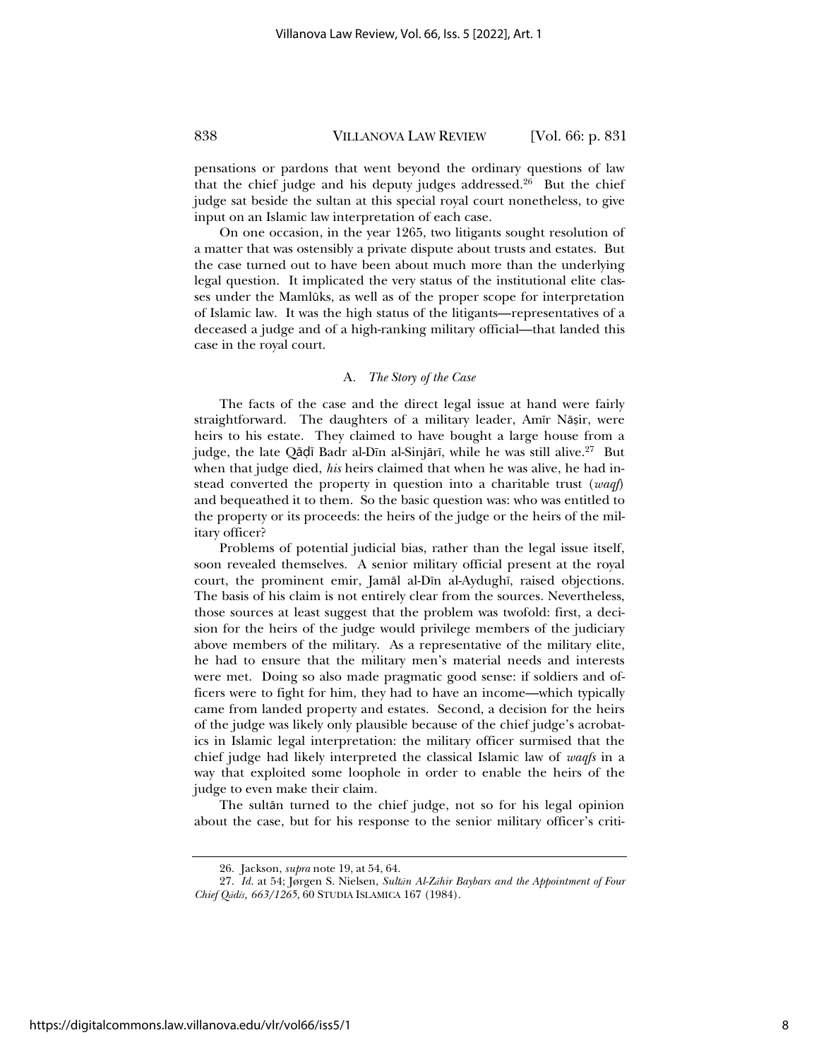pensations or pardons that went beyond the ordinary questions of law that the chief judge and his deputy judges addressed.[26] But the chief judge sat beside the sultan at this special royal court nonetheless, to give input on an Islamic law interpretation of each case.

On one occasion, in the year 1265, two litigants sought resolution of a matter that was ostensibly a private dispute about trusts and estates. But the case turned out to have been about much more than the underlying legal question. It implicated the very status of the institutional elite classes under the Mamlūks, as well as of the proper scope for interpretation of Islamic law. It was the high status of the litigants—representatives of a deceased a judge and of a high-ranking military official—that landed this case in the royal court.

### A. *The Story of the Case*

The facts of the case and the direct legal issue at hand were fairly straightforward. The daughters of a military leader, Amīr Nāṣir, were heirs to his estate. They claimed to have bought a large house from a judge, the late Qāḍī Badr al-Dīn al-Sinjārī, while he was still alive.[27] But when that judge died, *his* heirs claimed that when he was alive, he had instead converted the property in question into a charitable trust (*waqf*) and bequeathed it to them. So the basic question was: who was entitled to the property or its proceeds: the heirs of the judge or the heirs of the military officer?

Problems of potential judicial bias, rather than the legal issue itself, soon revealed themselves. A senior military official present at the royal court, the prominent emir, Jamāl al-Dīn al-Aydughī, raised objections. The basis of his claim is not entirely clear from the sources. Nevertheless, those sources at least suggest that the problem was twofold: first, a decision for the heirs of the judge would privilege members of the judiciary above members of the military. As a representative of the military elite, he had to ensure that the military men's material needs and interests were met. Doing so also made pragmatic good sense: if soldiers and officers were to fight for him, they had to have an income—which typically came from landed property and estates. Second, a decision for the heirs of the judge was likely only plausible because of the chief judge's acrobatics in Islamic legal interpretation: the military officer surmised that the chief judge had likely interpreted the classical Islamic law of *waqfs* in a way that exploited some loophole in order to enable the heirs of the judge to even make their claim.

The sultān turned to the chief judge, not so for his legal opinion about the case, but for his response to the senior military officer's criti-

---

26. Jackson, *supra* note 19, at 54, 64.

27. *Id.* at 54; Jørgen S. Nielsen, *Sultān Al-Ẓāhir Baybars and the Appointment of Four Chief Qādīs, 663/1265*, 60 STUDIA ISLAMICA 167 (1984).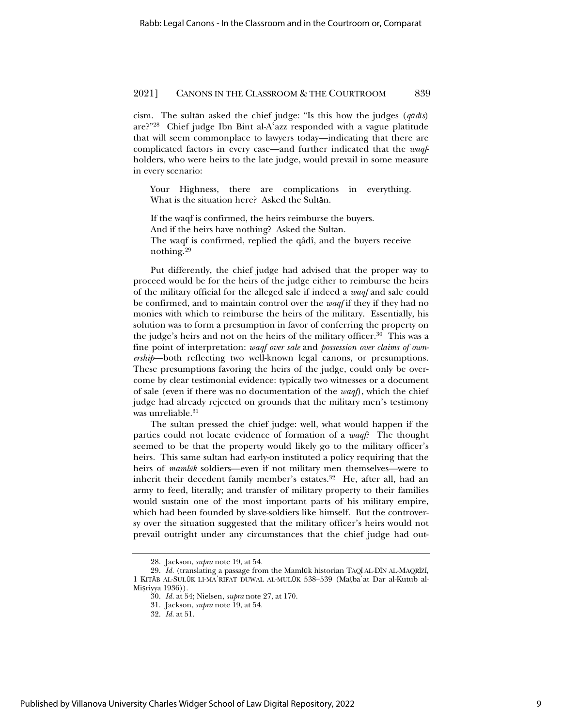cism. The sultān asked the chief judge: "Is this how the judges (*qādīs*) are?"[28] Chief judge Ibn Bint al-Aʿazz responded with a vague platitude that will seem commonplace to lawyers today—indicating that there are complicated factors in every case—and further indicated that the *waqf*-holders, who were heirs to the late judge, would prevail in some measure in every scenario:

> Your Highness, there are complications in everything. What is the situation here? Asked the Sultān.
>
> If the waqf is confirmed, the heirs reimburse the buyers.
> And if the heirs have nothing? Asked the Sultān.
> The waqf is confirmed, replied the qâdî, and the buyers receive nothing.[29]

Put differently, the chief judge had advised that the proper way to proceed would be for the heirs of the judge either to reimburse the heirs of the military official for the alleged sale if indeed a *waqf* and sale could be confirmed, and to maintain control over the *waqf* if they if they had no monies with which to reimburse the heirs of the military. Essentially, his solution was to form a presumption in favor of conferring the property on the judge's heirs and not on the heirs of the military officer.[30] This was a fine point of interpretation: *waqf over sale* and *possession over claims of ownership*—both reflecting two well-known legal canons, or presumptions. These presumptions favoring the heirs of the judge, could only be overcome by clear testimonial evidence: typically two witnesses or a document of sale (even if there was no documentation of the *waqf*), which the chief judge had already rejected on grounds that the military men's testimony was unreliable.[31]

The sultan pressed the chief judge: well, what would happen if the parties could not locate evidence of formation of a *waqf*? The thought seemed to be that the property would likely go to the military officer's heirs. This same sultan had early-on instituted a policy requiring that the heirs of *mamlūk* soldiers—even if not military men themselves—were to inherit their decedent family member's estates.[32] He, after all, had an army to feed, literally; and transfer of military property to their families would sustain one of the most important parts of his military empire, which had been founded by slave-soldiers like himself. But the controversy over the situation suggested that the military officer's heirs would not prevail outright under any circumstances that the chief judge had out-

---

28. Jackson, *supra* note 19, at 54.

29. *Id.* (translating a passage from the Mamlūk historian TAQĪ AL-DĪN AL-MAQRĪZĪ, 1 KITĀB AL-SULŪK LI-MAʿRIFAT DUWAL AL-MULŪK 538–539 (Maṭbaʿat Dar al-Kutub al-Miṣriyya 1936)).

30. *Id.* at 54; Nielsen, *supra* note 27, at 170.

31. Jackson, *supra* note 19, at 54.

32. *Id.* at 51.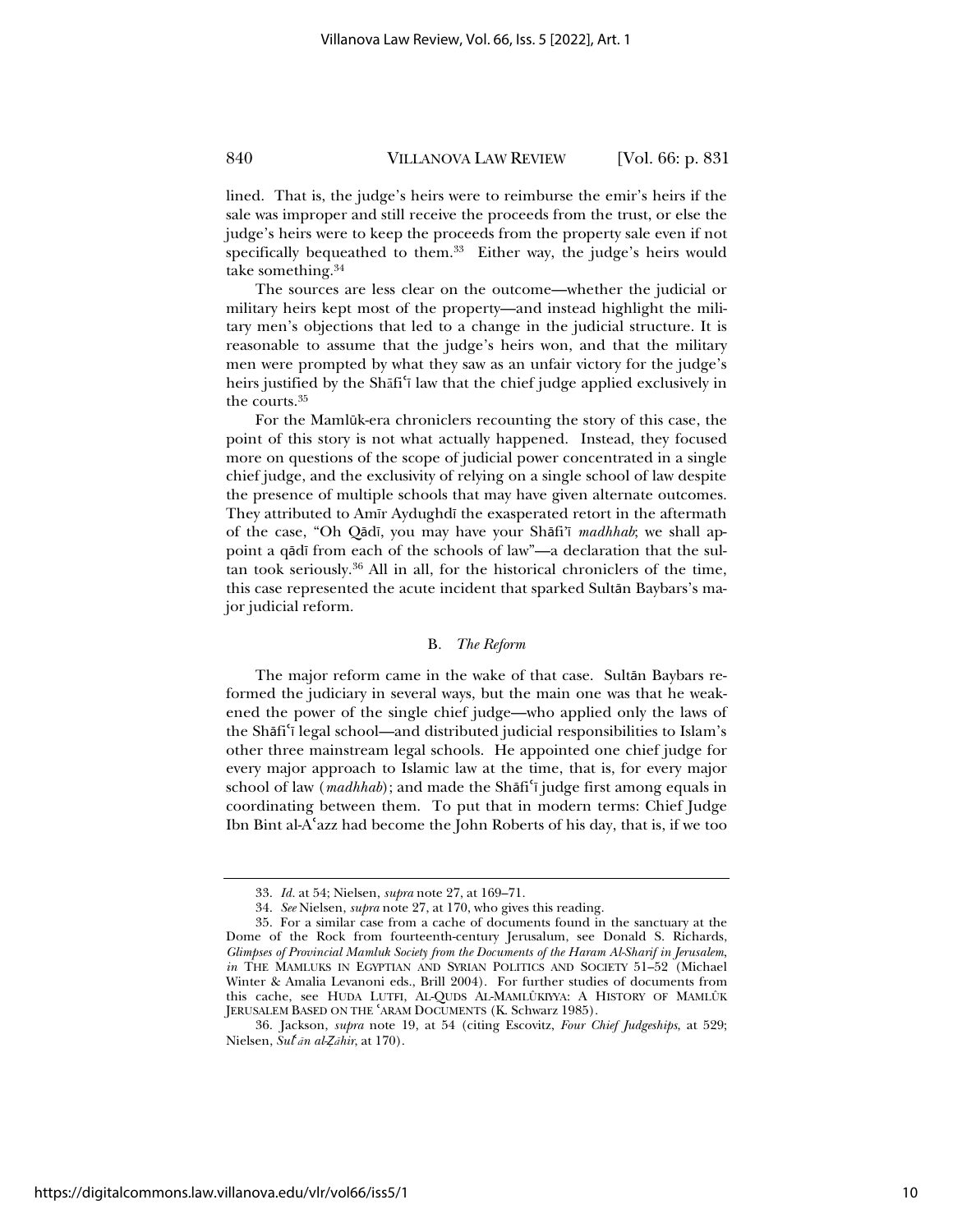lined. That is, the judge's heirs were to reimburse the emir's heirs if the sale was improper and still receive the proceeds from the trust, or else the judge's heirs were to keep the proceeds from the property sale even if not specifically bequeathed to them.[33] Either way, the judge's heirs would take something.[34]

The sources are less clear on the outcome—whether the judicial or military heirs kept most of the property—and instead highlight the military men's objections that led to a change in the judicial structure. It is reasonable to assume that the judge's heirs won, and that the military men were prompted by what they saw as an unfair victory for the judge's heirs justified by the Shāfiʿī law that the chief judge applied exclusively in the courts.[35]

For the Mamlūk-era chroniclers recounting the story of this case, the point of this story is not what actually happened. Instead, they focused more on questions of the scope of judicial power concentrated in a single chief judge, and the exclusivity of relying on a single school of law despite the presence of multiple schools that may have given alternate outcomes. They attributed to Amīr Aydughdī the exasperated retort in the aftermath of the case, "Oh Qādī, you may have your Shāfi'ī *madhhab*; we shall appoint a qādī from each of the schools of law"—a declaration that the sultan took seriously.[36] All in all, for the historical chroniclers of the time, this case represented the acute incident that sparked Sultān Baybars's major judicial reform.

### B. *The Reform*

The major reform came in the wake of that case. Sultān Baybars reformed the judiciary in several ways, but the main one was that he weakened the power of the single chief judge—who applied only the laws of the Shāfiʿī legal school—and distributed judicial responsibilities to Islam's other three mainstream legal schools. He appointed one chief judge for every major approach to Islamic law at the time, that is, for every major school of law (*madhhab*); and made the Shāfiʿī judge first among equals in coordinating between them. To put that in modern terms: Chief Judge Ibn Bint al-Aʿazz had become the John Roberts of his day, that is, if we too

---

33. *Id.* at 54; Nielsen, *supra* note 27, at 169–71.

34. *See* Nielsen, *supra* note 27, at 170, who gives this reading.

35. For a similar case from a cache of documents found in the sanctuary at the Dome of the Rock from fourteenth-century Jerusalum, see Donald S. Richards, *Glimpses of Provincial Mamluk Society from the Documents of the Haram Al-Sharif in Jerusalem*, *in* THE MAMLUKS IN EGYPTIAN AND SYRIAN POLITICS AND SOCIETY 51–52 (Michael Winter & Amalia Levanoni eds., Brill 2004). For further studies of documents from this cache, see HUDA LUTFI, AL-QUDS AL-MAMLÛKIYYA: A HISTORY OF MAMLÛK JERUSALEM BASED ON THE ʿARAM DOCUMENTS (K. Schwarz 1985).

36. Jackson, *supra* note 19, at 54 (citing Escovitz, *Four Chief Judgeships*, at 529; Nielsen, *Sulṭān al-Ẓāhir*, at 170).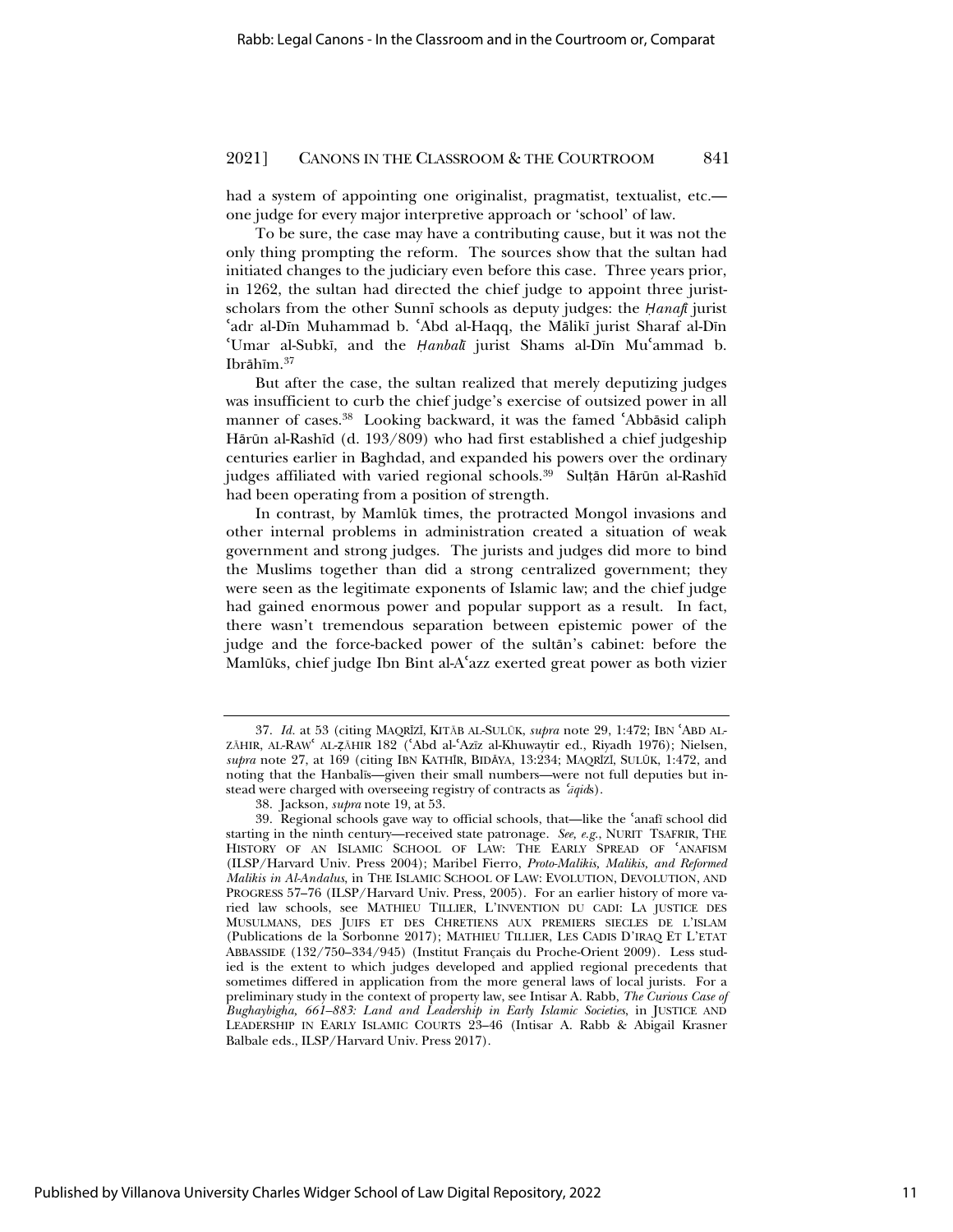had a system of appointing one originalist, pragmatist, textualist, etc.—one judge for every major interpretive approach or 'school' of law.

To be sure, the case may have a contributing cause, but it was not the only thing prompting the reform. The sources show that the sultan had initiated changes to the judiciary even before this case. Three years prior, in 1262, the sultan had directed the chief judge to appoint three jurist-scholars from the other Sunnī schools as deputy judges: the *Ḥanafī* jurist ʿadr al-Dīn Muhammad b. ʿAbd al-Haqq, the Mālikī jurist Sharaf al-Dīn ʿUmar al-Subkī, and the *Ḥanbalī* jurist Shams al-Dīn Muʿammad b. Ibrāhīm.[37]

But after the case, the sultan realized that merely deputizing judges was insufficient to curb the chief judge's exercise of outsized power in all manner of cases.[38] Looking backward, it was the famed ʿAbbāsid caliph Hārūn al-Rashīd (d. 193/809) who had first established a chief judgeship centuries earlier in Baghdad, and expanded his powers over the ordinary judges affiliated with varied regional schools.[39] Sulṭān Hārūn al-Rashīd had been operating from a position of strength.

In contrast, by Mamlūk times, the protracted Mongol invasions and other internal problems in administration created a situation of weak government and strong judges. The jurists and judges did more to bind the Muslims together than did a strong centralized government; they were seen as the legitimate exponents of Islamic law; and the chief judge had gained enormous power and popular support as a result. In fact, there wasn't tremendous separation between epistemic power of the judge and the force-backed power of the sultān's cabinet: before the Mamlūks, chief judge Ibn Bint al-Aʿazz exerted great power as both vizier

---

37. *Id.* at 53 (citing MAQRĪZĪ, KITĀB AL-SULŪK, *supra* note 29, 1:472; IBN ʿABD AL-ZĀHIR, AL-RAWʿ AL-ẒĀHIR 182 (ʿAbd al-ʿAzīz al-Khuwaytir ed., Riyadh 1976); Nielsen, *supra* note 27, at 169 (citing IBN KATHĪR, BIDĀYA, 13:234; MAQRĪZĪ, SULŪK, 1:472, and noting that the Hanbalīs—given their small numbers—were not full deputies but instead were charged with overseeing registry of contracts as *ʿāqid*s).

38. Jackson, *supra* note 19, at 53.

39. Regional schools gave way to official schools, that—like the ʿanafī school did starting in the ninth century—received state patronage. *See, e.g.*, NURIT TSAFRIR, THE HISTORY OF AN ISLAMIC SCHOOL OF LAW: THE EARLY SPREAD OF ʿANAFISM (ILSP/Harvard Univ. Press 2004); Maribel Fierro, *Proto-Malikis, Malikis, and Reformed Malikis in Al-Andalus*, in THE ISLAMIC SCHOOL OF LAW: EVOLUTION, DEVOLUTION, AND PROGRESS 57–76 (ILSP/Harvard Univ. Press, 2005). For an earlier history of more varied law schools, see MATHIEU TILLIER, L'INVENTION DU CADI: LA JUSTICE DES MUSULMANS, DES JUIFS ET DES CHRETIENS AUX PREMIERS SIECLES DE L'ISLAM (Publications de la Sorbonne 2017); MATHIEU TILLIER, LES CADIS D'IRAQ ET L'ETAT ABBASSIDE (132/750–334/945) (Institut Français du Proche-Orient 2009). Less studied is the extent to which judges developed and applied regional precedents that sometimes differed in application from the more general laws of local jurists. For a preliminary study in the context of property law, see Intisar A. Rabb, *The Curious Case of Bughaybigha, 661–883: Land and Leadership in Early Islamic Societies*, in JUSTICE AND LEADERSHIP IN EARLY ISLAMIC COURTS 23–46 (Intisar A. Rabb & Abigail Krasner Balbale eds., ILSP/Harvard Univ. Press 2017).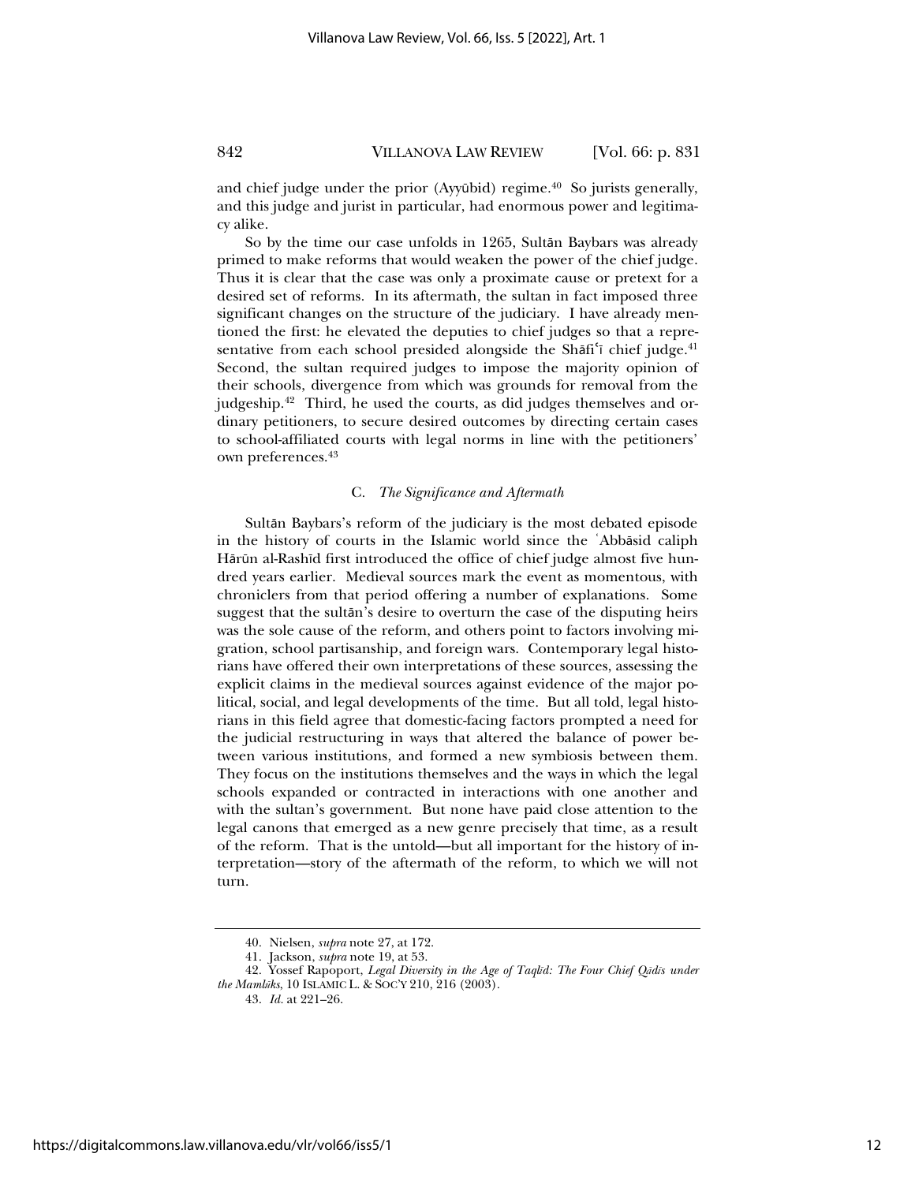and chief judge under the prior (Ayyūbid) regime.[40] So jurists generally, and this judge and jurist in particular, had enormous power and legitimacy alike.

So by the time our case unfolds in 1265, Sultān Baybars was already primed to make reforms that would weaken the power of the chief judge. Thus it is clear that the case was only a proximate cause or pretext for a desired set of reforms. In its aftermath, the sultan in fact imposed three significant changes on the structure of the judiciary. I have already mentioned the first: he elevated the deputies to chief judges so that a representative from each school presided alongside the Shāfiʿī chief judge.[41] Second, the sultan required judges to impose the majority opinion of their schools, divergence from which was grounds for removal from the judgeship.[42] Third, he used the courts, as did judges themselves and ordinary petitioners, to secure desired outcomes by directing certain cases to school-affiliated courts with legal norms in line with the petitioners' own preferences.[43]

### C. *The Significance and Aftermath*

Sultān Baybars's reform of the judiciary is the most debated episode in the history of courts in the Islamic world since the ʿAbbāsid caliph Hārūn al-Rashīd first introduced the office of chief judge almost five hundred years earlier. Medieval sources mark the event as momentous, with chroniclers from that period offering a number of explanations. Some suggest that the sultān's desire to overturn the case of the disputing heirs was the sole cause of the reform, and others point to factors involving migration, school partisanship, and foreign wars. Contemporary legal historians have offered their own interpretations of these sources, assessing the explicit claims in the medieval sources against evidence of the major political, social, and legal developments of the time. But all told, legal historians in this field agree that domestic-facing factors prompted a need for the judicial restructuring in ways that altered the balance of power between various institutions, and formed a new symbiosis between them. They focus on the institutions themselves and the ways in which the legal schools expanded or contracted in interactions with one another and with the sultan's government. But none have paid close attention to the legal canons that emerged as a new genre precisely that time, as a result of the reform. That is the untold—but all important for the history of interpretation—story of the aftermath of the reform, to which we will not turn.

---

40. Nielsen, *supra* note 27, at 172.

41. Jackson, *supra* note 19, at 53.

42. Yossef Rapoport, *Legal Diversity in the Age of Taqlīd: The Four Chief Qāḍīs under the Mamlūks*, 10 ISLAMIC L. & SOC'Y 210, 216 (2003).

43. *Id.* at 221–26.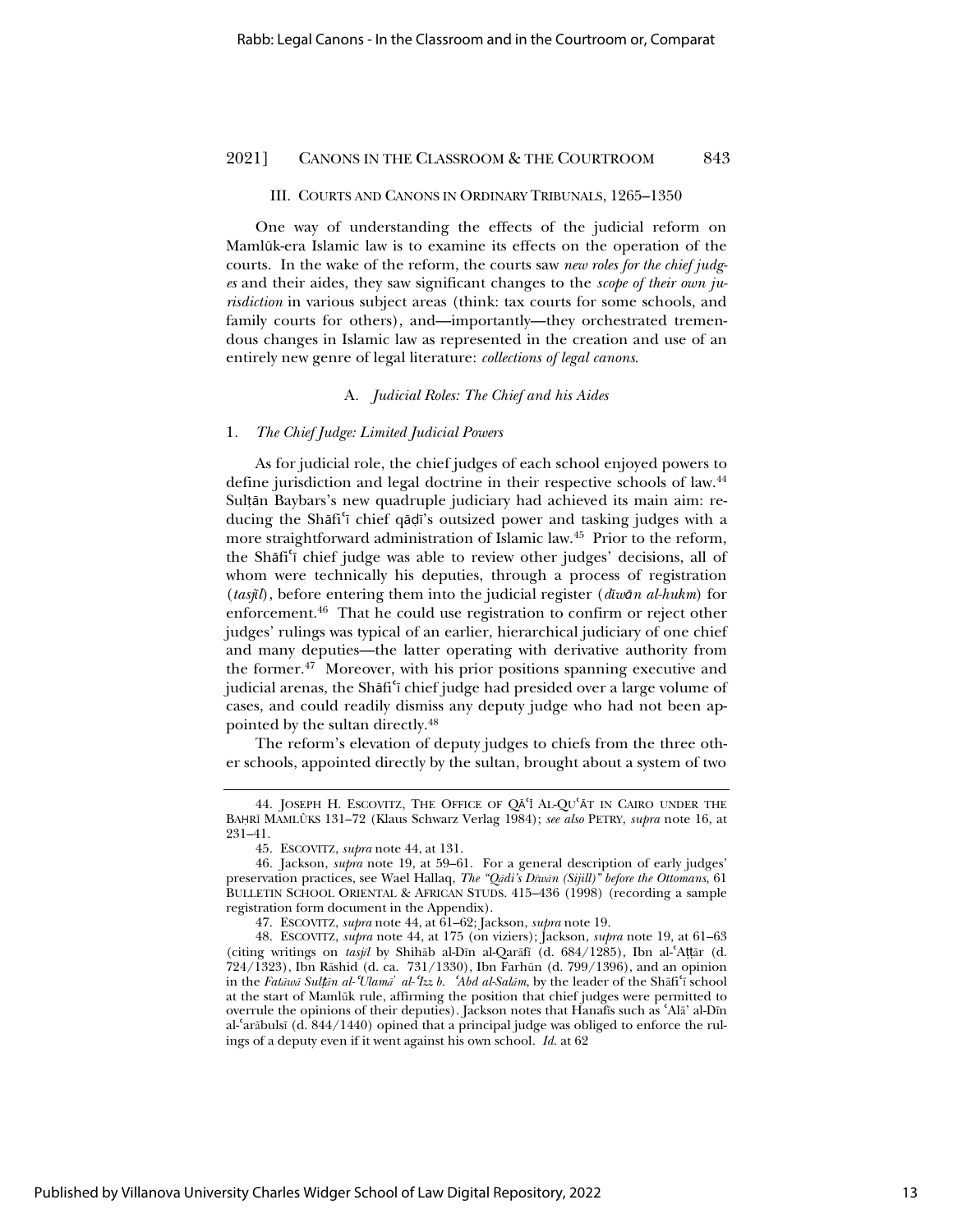### III. COURTS AND CANONS IN ORDINARY TRIBUNALS, 1265–1350

One way of understanding the effects of the judicial reform on Mamlūk-era Islamic law is to examine its effects on the operation of the courts. In the wake of the reform, the courts saw *new roles for the chief judges* and their aides, they saw significant changes to the *scope of their own jurisdiction* in various subject areas (think: tax courts for some schools, and family courts for others), and—importantly—they orchestrated tremendous changes in Islamic law as represented in the creation and use of an entirely new genre of legal literature: *collections of legal canons*.

#### A. *Judicial Roles: The Chief and his Aides*

##### 1. *The Chief Judge: Limited Judicial Powers*

As for judicial role, the chief judges of each school enjoyed powers to define jurisdiction and legal doctrine in their respective schools of law.[44] Sulṭān Baybars's new quadruple judiciary had achieved its main aim: reducing the Shāfiʿī chief qāḍī's outsized power and tasking judges with a more straightforward administration of Islamic law.[45] Prior to the reform, the Shāfiʿī chief judge was able to review other judges' decisions, all of whom were technically his deputies, through a process of registration (*tasjīl*), before entering them into the judicial register (*dīwān al-hukm*) for enforcement.[46] That he could use registration to confirm or reject other judges' rulings was typical of an earlier, hierarchical judiciary of one chief and many deputies—the latter operating with derivative authority from the former.[47] Moreover, with his prior positions spanning executive and judicial arenas, the Shāfiʿī chief judge had presided over a large volume of cases, and could readily dismiss any deputy judge who had not been appointed by the sultan directly.[48]

The reform's elevation of deputy judges to chiefs from the three other schools, appointed directly by the sultan, brought about a system of two

---

44. JOSEPH H. ESCOVITZ, THE OFFICE OF QĀʿĪ AL-QUʿĀT IN CAIRO UNDER THE BAḤRĪ MAMLŪKS 131–72 (Klaus Schwarz Verlag 1984); *see also* PETRY, *supra* note 16, at 231–41.

45. ESCOVITZ, *supra* note 44, at 131.

46. Jackson, *supra* note 19, at 59–61. For a general description of early judges' preservation practices, see Wael Hallaq, *The "Qāḍi's Dīwān (Sijill)" before the Ottomans*, 61 BULLETIN SCHOOL ORIENTAL & AFRICAN STUDS. 415–436 (1998) (recording a sample registration form document in the Appendix).

47. ESCOVITZ, *supra* note 44, at 61–62; Jackson, *supra* note 19.

48. ESCOVITZ, *supra* note 44, at 175 (on viziers); Jackson, *supra* note 19, at 61–63 (citing writings on *tasjīl* by Shihāb al-Dīn al-Qarāfī (d. 684/1285), Ibn al-ʿAṭṭār (d. 724/1323), Ibn Rāshid (d. ca. 731/1330), Ibn Farhūn (d. 799/1396), and an opinion in the *Fatāwā Sulṭān al-ʿUlamāʾ al-ʿIzz b. ʿAbd al-Salām*, by the leader of the Shāfiʿī school at the start of Mamlūk rule, affirming the position that chief judges were permitted to overrule the opinions of their deputies). Jackson notes that Hanafīs such as ʿAlāʾ al-Dīn al-ʿarābulsī (d. 844/1440) opined that a principal judge was obliged to enforce the rulings of a deputy even if it went against his own school. *Id.* at 62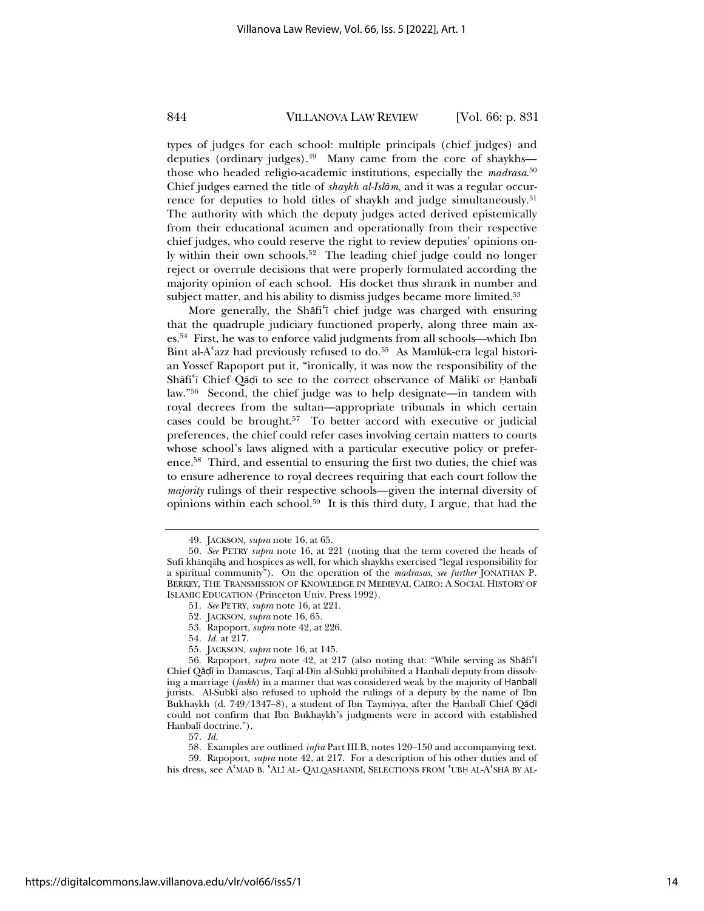types of judges for each school: multiple principals (chief judges) and deputies (ordinary judges).[49] Many came from the core of shaykhs—those who headed religio-academic institutions, especially the *madrasa*.[50] Chief judges earned the title of *shaykh al-Islām*, and it was a regular occurrence for deputies to hold titles of shaykh and judge simultaneously.[51] The authority with which the deputy judges acted derived epistemically from their educational acumen and operationally from their respective chief judges, who could reserve the right to review deputies' opinions only within their own schools.[52] The leading chief judge could no longer reject or overrule decisions that were properly formulated according the majority opinion of each school. His docket thus shrank in number and subject matter, and his ability to dismiss judges became more limited.[53]

More generally, the Shāfiʿī chief judge was charged with ensuring that the quadruple judiciary functioned properly, along three main axes.[54] First, he was to enforce valid judgments from all schools—which Ibn Bint al-Aʿazz had previously refused to do.[55] As Mamlūk-era legal historian Yossef Rapoport put it, "ironically, it was now the responsibility of the Shāfiʿī Chief Qāḍī to see to the correct observance of Mālikī or Ḥanbalī law."[56] Second, the chief judge was to help designate—in tandem with royal decrees from the sultan—appropriate tribunals in which certain cases could be brought.[57] To better accord with executive or judicial preferences, the chief could refer cases involving certain matters to courts whose school's laws aligned with a particular executive policy or preference.[58] Third, and essential to ensuring the first two duties, the chief was to ensure adherence to royal decrees requiring that each court follow the *majority* rulings of their respective schools—given the internal diversity of opinions within each school.[59] It is this third duty, I argue, that had the

---

49. JACKSON, *supra* note 16, at 65.

50. *See* PETRY *supra* note 16, at 221 (noting that the term covered the heads of Sufi khānqāhs and hospices as well, for which shaykhs exercised "legal responsibility for a spiritual community"). On the operation of the *madrasas*, *see further* JONATHAN P. BERKEY, THE TRANSMISSION OF KNOWLEDGE IN MEDIEVAL CAIRO: A SOCIAL HISTORY OF ISLAMIC EDUCATION (Princeton Univ. Press 1992).

51. *See* PETRY, *supra* note 16, at 221.

52. JACKSON, *supra* note 16, 65.

53. Rapoport, *supra* note 42, at 226.

54. *Id.* at 217.

55. JACKSON, *supra* note 16, at 145.

56. Rapoport, *supra* note 42, at 217 (also noting that: "While serving as Shāfiʿī Chief Qāḍī in Damascus, Taqī al-Dīn al-Subkī prohibited a Hanbalī deputy from dissolving a marriage (*faskh*) in a manner that was considered weak by the majority of Ḥanbalī jurists. Al-Subkī also refused to uphold the rulings of a deputy by the name of Ibn Bukhaykh (d. 749/1347–8), a student of Ibn Taymiyya, after the Ḥanbalī Chief Qāḍī could not confirm that Ibn Bukhaykh's judgments were in accord with established Hanbalī doctrine.").

57. *Id.*

58. Examples are outlined *infra* Part III.B, notes 120–150 and accompanying text.

59. Rapoport, *supra* note 42, at 217. For a description of his other duties and of his dress, see AʿMAD B. ʿALĪ AL- QALQASHANDĪ, SELECTIONS FROM ʿUBḤ AL-AʿSHĀ BY AL-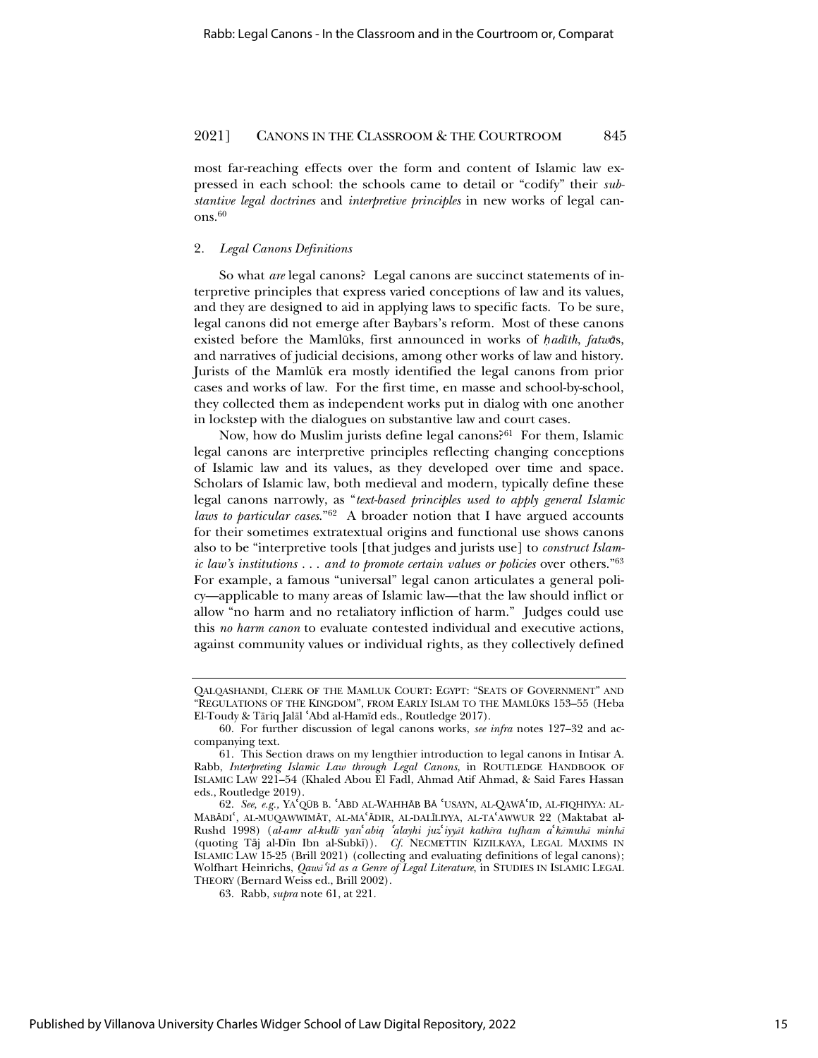most far-reaching effects over the form and content of Islamic law expressed in each school: the schools came to detail or "codify" their *substantive legal doctrines* and *interpretive principles* in new works of legal canons.[60]

### 2. *Legal Canons Definitions*

So what *are* legal canons? Legal canons are succinct statements of interpretive principles that express varied conceptions of law and its values, and they are designed to aid in applying laws to specific facts. To be sure, legal canons did not emerge after Baybars's reform. Most of these canons existed before the Mamlūks, first announced in works of *ḥadīth*, *fatwā*s, and narratives of judicial decisions, among other works of law and history. Jurists of the Mamlūk era mostly identified the legal canons from prior cases and works of law. For the first time, en masse and school-by-school, they collected them as independent works put in dialog with one another in lockstep with the dialogues on substantive law and court cases.

Now, how do Muslim jurists define legal canons?[61] For them, Islamic legal canons are interpretive principles reflecting changing conceptions of Islamic law and its values, as they developed over time and space. Scholars of Islamic law, both medieval and modern, typically define these legal canons narrowly, as "*text-based principles used to apply general Islamic laws to particular cases*."[62] A broader notion that I have argued accounts for their sometimes extratextual origins and functional use shows canons also to be "interpretive tools [that judges and jurists use] to *construct Islamic law's institutions . . . and to promote certain values or policies* over others."[63] For example, a famous "universal" legal canon articulates a general policy—applicable to many areas of Islamic law—that the law should inflict or allow "no harm and no retaliatory infliction of harm." Judges could use this *no harm canon* to evaluate contested individual and executive actions, against community values or individual rights, as they collectively defined

---

QALQASHANDI, CLERK OF THE MAMLUK COURT: EGYPT: "SEATS OF GOVERNMENT" AND "REGULATIONS OF THE KINGDOM", FROM EARLY ISLAM TO THE MAMLŪKS 153–55 (Heba El-Toudy & Ṭāriq Jalāl ʿAbd al-Hamīd eds., Routledge 2017).

60. For further discussion of legal canons works, *see infra* notes 127–32 and accompanying text.

61. This Section draws on my lengthier introduction to legal canons in Intisar A. Rabb, *Interpreting Islamic Law through Legal Canons*, in ROUTLEDGE HANDBOOK OF ISLAMIC LAW 221–54 (Khaled Abou El Fadl, Ahmad Atif Ahmad, & Said Fares Hassan eds., Routledge 2019).

62. *See, e.g.*, YAʿQŪB B. ʿABD AL-WAHHĀB BĀ ʿUSAYN, AL-QAWĀʿID, AL-FIQHIYYA: AL-MABĀDIʾ, AL-MUQAWWIMĀT, AL-MAʿĀDIR, AL-DALĪLIYYA, AL-TAʿAWWUR 22 (Maktabat al-Rushd 1998) (*al-amr al-kullī yanʿabiq ʿalayhi juzʿiyyāt kathīra tufham aʿkāmuhā minhā* (quoting Tāj al-Dīn Ibn al-Subkī)). *Cf.* NECMETTIN KIZILKAYA, LEGAL MAXIMS IN ISLAMIC LAW 15-25 (Brill 2021) (collecting and evaluating definitions of legal canons); Wolfhart Heinrichs, *Qawāʿid as a Genre of Legal Literature*, in STUDIES IN ISLAMIC LEGAL THEORY (Bernard Weiss ed., Brill 2002).

63. Rabb, *supra* note 61, at 221.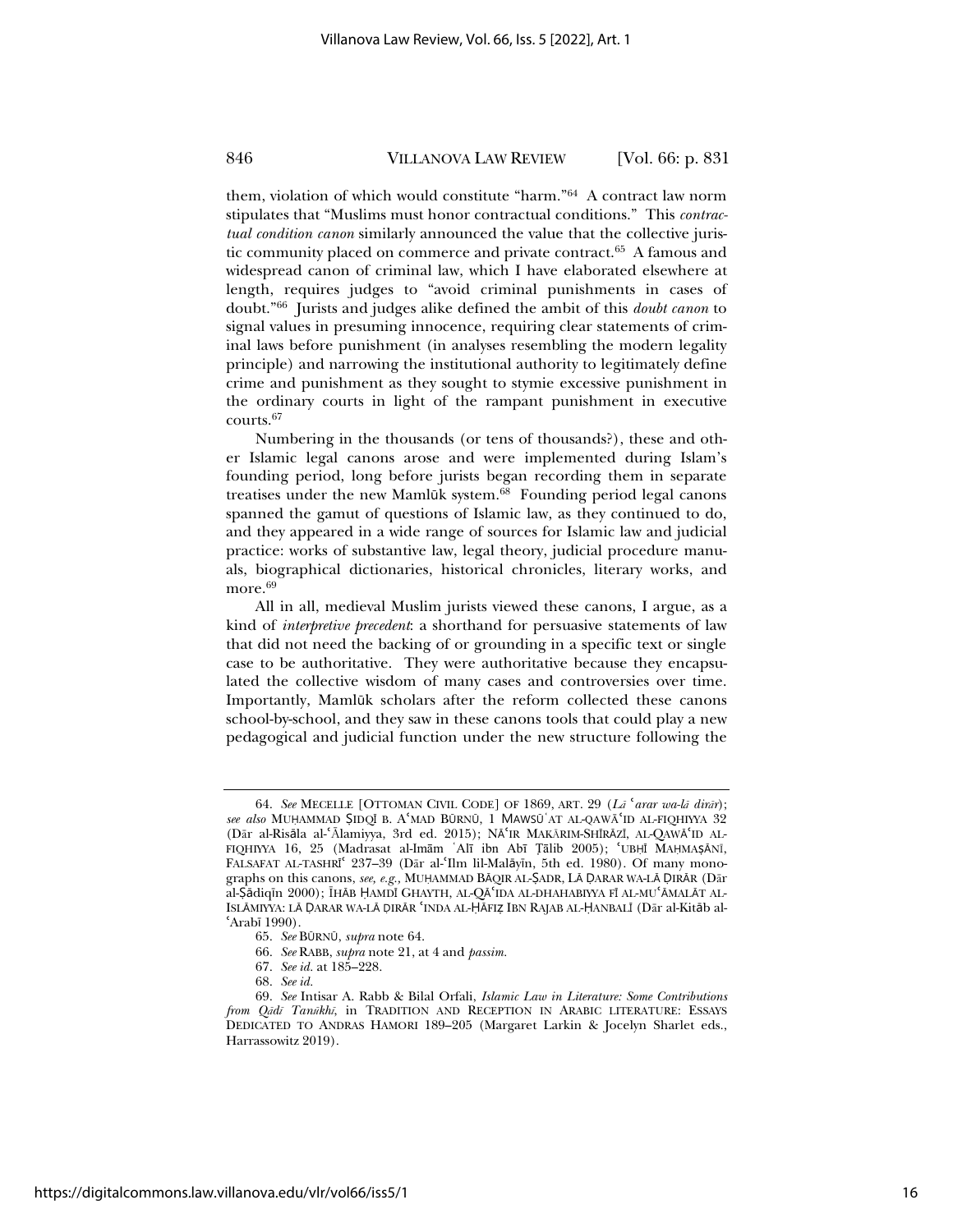them, violation of which would constitute "harm."[64] A contract law norm stipulates that "Muslims must honor contractual conditions." This *contractual condition canon* similarly announced the value that the collective juristic community placed on commerce and private contract.[65] A famous and widespread canon of criminal law, which I have elaborated elsewhere at length, requires judges to "avoid criminal punishments in cases of doubt."[66] Jurists and judges alike defined the ambit of this *doubt canon* to signal values in presuming innocence, requiring clear statements of criminal laws before punishment (in analyses resembling the modern legality principle) and narrowing the institutional authority to legitimately define crime and punishment as they sought to stymie excessive punishment in the ordinary courts in light of the rampant punishment in executive courts.[67]

Numbering in the thousands (or tens of thousands?), these and other Islamic legal canons arose and were implemented during Islam's founding period, long before jurists began recording them in separate treatises under the new Mamlūk system.[68] Founding period legal canons spanned the gamut of questions of Islamic law, as they continued to do, and they appeared in a wide range of sources for Islamic law and judicial practice: works of substantive law, legal theory, judicial procedure manuals, biographical dictionaries, historical chronicles, literary works, and more.[69]

All in all, medieval Muslim jurists viewed these canons, I argue, as a kind of *interpretive precedent*: a shorthand for persuasive statements of law that did not need the backing of or grounding in a specific text or single case to be authoritative. They were authoritative because they encapsulated the collective wisdom of many cases and controversies over time. Importantly, Mamlūk scholars after the reform collected these canons school-by-school, and they saw in these canons tools that could play a new pedagogical and judicial function under the new structure following the

---

64. *See* MECELLE [OTTOMAN CIVIL CODE] OF 1869, ART. 29 (*Lā ʿarar wa-lā dirār*); *see also* MUḤAMMAD ṢIDQĪ B. AʿMAD BŪRNŪ, 1 MAWSŪʿAT AL-QAWĀʿID AL-FIQHIYYA 32 (Dār al-Risāla al-ʿĀlamiyya, 3rd ed. 2015); NĀʿIR MAKĀRIM-SHĪRĀZĪ, AL-QAWĀʿID AL-FIQHIYYA 16, 25 (Madrasat al-Imām ʿAlī ibn Abī Ṭālib 2005); ʿUBḤĪ MAḤMAṢĀNĪ, FALSAFAT AL-TASHRĪʿ 237–39 (Dār al-ʿIlm lil-Malāyīn, 5th ed. 1980). Of many monographs on this canons, *see, e.g.*, MUḤAMMAD BĀQIR AL-ṢADR, LĀ ḌARAR WA-LĀ ḌIRĀR (Dār al-Ṣādiqīn 2000); ĪHĀB ḤAMDĪ GHAYTH, AL-QĀʿIDA AL-DHAHABIYYA FĪ AL-MUʿĀMALĀT AL-ISLĀMIYYA: LĀ ḌARAR WA-LĀ ḌIRĀR ʿINDA AL-ḤĀFIẒ IBN RAJAB AL-ḤANBALĪ (Dār al-Kitāb al-ʿArabī 1990).

65. *See* BŪRNŪ, *supra* note 64.

66. *See* RABB, *supra* note 21, at 4 and *passim.*

67. *See id.* at 185–228.

68. *See id.*

69. *See* Intisar A. Rabb & Bilal Orfali, *Islamic Law in Literature: Some Contributions from Qāḍī Tanūkhī*, in TRADITION AND RECEPTION IN ARABIC LITERATURE: ESSAYS DEDICATED TO ANDRAS HAMORI 189–205 (Margaret Larkin & Jocelyn Sharlet eds., Harrassowitz 2019).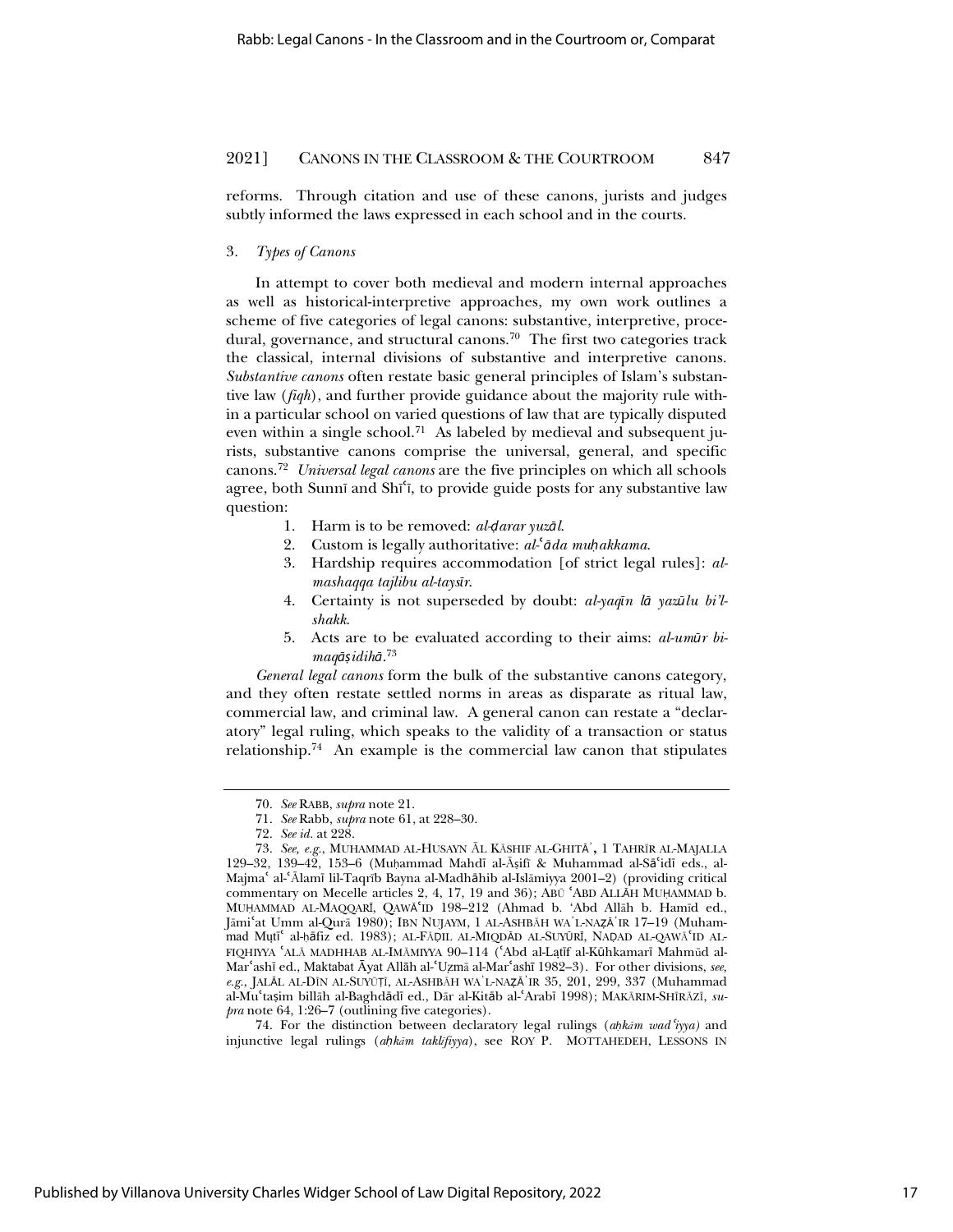reforms. Through citation and use of these canons, jurists and judges subtly informed the laws expressed in each school and in the courts.

### 3. *Types of Canons*

In attempt to cover both medieval and modern internal approaches as well as historical-interpretive approaches, my own work outlines a scheme of five categories of legal canons: substantive, interpretive, procedural, governance, and structural canons.[70] The first two categories track the classical, internal divisions of substantive and interpretive canons. *Substantive canons* often restate basic general principles of Islam's substantive law (*fiqh*), and further provide guidance about the majority rule within a particular school on varied questions of law that are typically disputed even within a single school.[71] As labeled by medieval and subsequent jurists, substantive canons comprise the universal, general, and specific canons.[72] *Universal legal canons* are the five principles on which all schools agree, both Sunnī and Shīʿī, to provide guide posts for any substantive law question:

1. Harm is to be removed: *al-ḍarar yuzāl*.
2. Custom is legally authoritative: *al-ʿāda muḥakkama*.
3. Hardship requires accommodation [of strict legal rules]: *al-mashaqqa tajlibu al-taysīr*.
4. Certainty is not superseded by doubt: *al-yaqīn lā yazūlu bi'l-shakk*.
5. Acts are to be evaluated according to their aims: *al-umūr bi-maqāṣidihā*.[73]

*General legal canons* form the bulk of the substantive canons category, and they often restate settled norms in areas as disparate as ritual law, commercial law, and criminal law. A general canon can restate a "declaratory" legal ruling, which speaks to the validity of a transaction or status relationship.[74] An example is the commercial law canon that stipulates

---

70. *See* RABB, *supra* note 21.

71. *See* Rabb, *supra* note 61, at 228–30.

72. *See id.* at 228.

73. *See, e.g.*, MUHAMMAD AL-HUSAYN ĀL KĀSHIF AL-GHITĀʾ, 1 TAHRĪR AL-MAJALLA 129–32, 139–42, 153–6 (Muḥammad Mahdī al-Āṣifī & Muhammad al-Sāʿidī eds., al-Majmaʿ al-ʿĀlamī lil-Taqrīb Bayna al-Madhāhib al-Islāmiyya 2001–2) (providing critical commentary on Mecelle articles 2, 4, 17, 19 and 36); ABŪ ʿABD ALLĀH MUḤAMMAD b. MUḤAMMAD AL-MAQQARĪ, QAWĀʿID 198–212 (Ahmad b. ʿAbd Allāh b. Hamīd ed., Jāmiʿat Umm al-Qurā 1980); IBN NUJAYM, 1 AL-ASHBĀH WAʾL-NAẒĀʾIR 17–19 (Muhammad Muṭīʿ al-ḥāfiz ed. 1983); AL-FĀḌIL AL-MIQDĀD AL-SUYŪRĪ, NAḌAD AL-QAWĀʿID AL-FIQHIYYA ʿALĀ MADHHAB AL-IMĀMIYYA 90–114 (ʿAbd al-Laṭīf al-Kūhkamarī Mahmūd al-Marʿashī ed., Maktabat Āyat Allāh al-ʿUẓmā al-Marʿashī 1982–3). For other divisions, *see, e.g.*, JALĀL AL-DĪN AL-SUYŪṬĪ, AL-ASHBĀH WAʾL-NAẒĀʾIR 35, 201, 299, 337 (Muhammad al-Muʿtaṣim billāh al-Baghdādī ed., Dār al-Kitāb al-ʿArabī 1998); MAKĀRIM-SHĪRĀZĪ, *supra* note 64, 1:26–7 (outlining five categories).

74. For the distinction between declaratory legal rulings (*aḥkām waḍʿiyya)* and injunctive legal rulings (*aḥkām taklīfiyya*), see ROY P. MOTTAHEDEH, LESSONS IN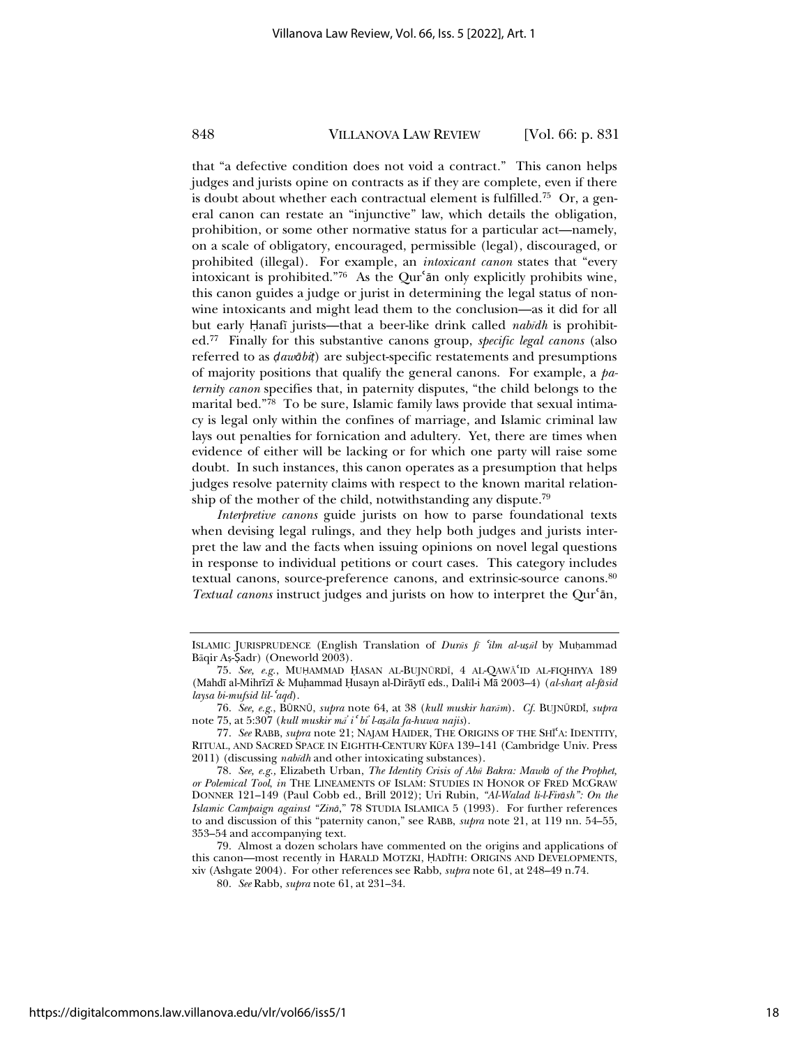that "a defective condition does not void a contract." This canon helps judges and jurists opine on contracts as if they are complete, even if there is doubt about whether each contractual element is fulfilled.[75] Or, a general canon can restate an "injunctive" law, which details the obligation, prohibition, or some other normative status for a particular act—namely, on a scale of obligatory, encouraged, permissible (legal), discouraged, or prohibited (illegal). For example, an *intoxicant canon* states that "every intoxicant is prohibited."[76] As the Qurʿān only explicitly prohibits wine, this canon guides a judge or jurist in determining the legal status of non-wine intoxicants and might lead them to the conclusion—as it did for all but early Ḥanafī jurists—that a beer-like drink called *nabīdh* is prohibited.[77] Finally for this substantive canons group, *specific legal canons* (also referred to as *ḍawābiṭ*) are subject-specific restatements and presumptions of majority positions that qualify the general canons. For example, a *paternity canon* specifies that, in paternity disputes, "the child belongs to the marital bed."[78] To be sure, Islamic family laws provide that sexual intimacy is legal only within the confines of marriage, and Islamic criminal law lays out penalties for fornication and adultery. Yet, there are times when evidence of either will be lacking or for which one party will raise some doubt. In such instances, this canon operates as a presumption that helps judges resolve paternity claims with respect to the known marital relationship of the mother of the child, notwithstanding any dispute.[79]

*Interpretive canons* guide jurists on how to parse foundational texts when devising legal rulings, and they help both judges and jurists interpret the law and the facts when issuing opinions on novel legal questions in response to individual petitions or court cases. This category includes textual canons, source-preference canons, and extrinsic-source canons.[80] *Textual canons* instruct judges and jurists on how to interpret the Qurʿān,

---

ISLAMIC JURISPRUDENCE (English Translation of *Durūs fī ʿilm al-uṣūl* by Muḥammad Bāqir Aṣ-Ṣadr) (Oneworld 2003).

75. *See, e.g.*, MUḤAMMAD ḤASAN AL-BUJNŪRDĪ, 4 AL-QAWĀʿID AL-FIQHIYYA 189 (Mahdī al-Mihrīzī & Muḥammad Ḥusayn al-Dirāytī eds., Dalīl-i Mā 2003–4) (*al-sharṭ al-fāsid laysa bi-mufsid lil-ʿaqd*).

76. *See, e.g.*, BŪRNŪ, *supra* note 64, at 38 (*kull muskir harām*). *Cf.* BUJNŪRDĪ, *supra* note 75, at 5:307 (*kull muskir māʾiʿ biʾl-aṣāla fa-huwa najis*).

77. *See* RABB, *supra* note 21; NAJAM HAIDER, THE ORIGINS OF THE SHĪʿA: IDENTITY, RITUAL, AND SACRED SPACE IN EIGHTH-CENTURY KŪFA 139–141 (Cambridge Univ. Press 2011) (discussing *nabīdh* and other intoxicating substances).

78. *See, e.g.*, Elizabeth Urban, *The Identity Crisis of Abū Bakra: Mawlā of the Prophet, or Polemical Tool*, *in* THE LINEAMENTS OF ISLAM: STUDIES IN HONOR OF FRED MCGRAW DONNER 121–149 (Paul Cobb ed., Brill 2012); Uri Rubin, *"Al-Walad li-l-Firāsh": On the Islamic Campaign against "Zinā*," 78 STUDIA ISLAMICA 5 (1993). For further references to and discussion of this "paternity canon," see RABB, *supra* note 21, at 119 nn. 54–55, 353–54 and accompanying text.

79. Almost a dozen scholars have commented on the origins and applications of this canon—most recently in HARALD MOTZKI, ḤADĪTH: ORIGINS AND DEVELOPMENTS, xiv (Ashgate 2004). For other references see Rabb, *supra* note 61, at 248–49 n.74.

80. *See* Rabb, *supra* note 61, at 231–34.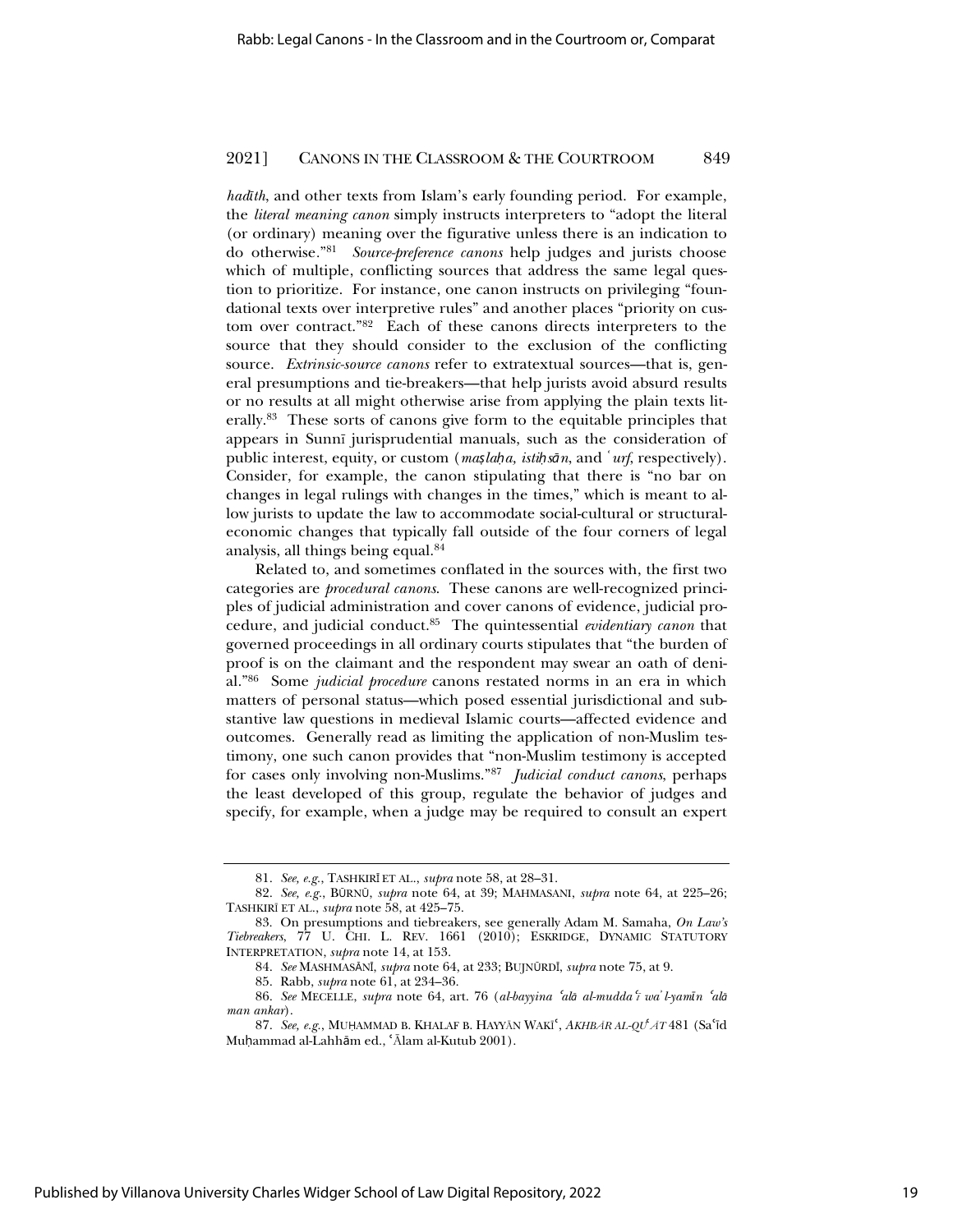*hadīth*, and other texts from Islam's early founding period. For example, the *literal meaning canon* simply instructs interpreters to "adopt the literal (or ordinary) meaning over the figurative unless there is an indication to do otherwise."[81] *Source-preference canons* help judges and jurists choose which of multiple, conflicting sources that address the same legal question to prioritize. For instance, one canon instructs on privileging "foundational texts over interpretive rules" and another places "priority on custom over contract."[82] Each of these canons directs interpreters to the source that they should consider to the exclusion of the conflicting source. *Extrinsic-source canons* refer to extratextual sources—that is, general presumptions and tie-breakers—that help jurists avoid absurd results or no results at all might otherwise arise from applying the plain texts literally.[83] These sorts of canons give form to the equitable principles that appears in Sunnī jurisprudential manuals, such as the consideration of public interest, equity, or custom (*maṣlaḥa, istiḥsān*, and *ʿurf*, respectively). Consider, for example, the canon stipulating that there is "no bar on changes in legal rulings with changes in the times," which is meant to allow jurists to update the law to accommodate social-cultural or structural-economic changes that typically fall outside of the four corners of legal analysis, all things being equal.[84]

Related to, and sometimes conflated in the sources with, the first two categories are *procedural canons*. These canons are well-recognized principles of judicial administration and cover canons of evidence, judicial procedure, and judicial conduct.[85] The quintessential *evidentiary canon* that governed proceedings in all ordinary courts stipulates that "the burden of proof is on the claimant and the respondent may swear an oath of denial."[86] Some *judicial procedure* canons restated norms in an era in which matters of personal status—which posed essential jurisdictional and substantive law questions in medieval Islamic courts—affected evidence and outcomes. Generally read as limiting the application of non-Muslim testimony, one such canon provides that "non-Muslim testimony is accepted for cases only involving non-Muslims."[87] *Judicial conduct canons*, perhaps the least developed of this group, regulate the behavior of judges and specify, for example, when a judge may be required to consult an expert

81. *See, e.g.*, TASHKIRĪ ET AL., *supra* note 58, at 28–31.

82. *See, e.g.*, BŪRNŪ, *supra* note 64, at 39; MAHMASANI, *supra* note 64, at 225–26; TASHKIRĪ ET AL., *supra* note 58, at 425–75.

83. On presumptions and tiebreakers, see generally Adam M. Samaha, *On Law's Tiebreakers*, 77 U. CHI. L. REV. 1661 (2010); ESKRIDGE, DYNAMIC STATUTORY INTERPRETATION, *supra* note 14, at 153.

84. *See* MASHMASĀNĪ, *supra* note 64, at 233; BUJNŪRDĪ, *supra* note 75, at 9.

85. Rabb, *supra* note 61, at 234–36.

86. *See* MECELLE, *supra* note 64, art. 76 (*al-bayyina ʿalā al-muddaʿī waʾl-yamīn ʿalā man ankar*).

87. *See, e.g.*, MUḤAMMAD B. KHALAF B. HAYYĀN WAKĪʿ, *AKHBĀR AL-QUḌĀT* 481 (Saʿīd Muḥammad al-Lahhām ed., ʿĀlam al-Kutub 2001).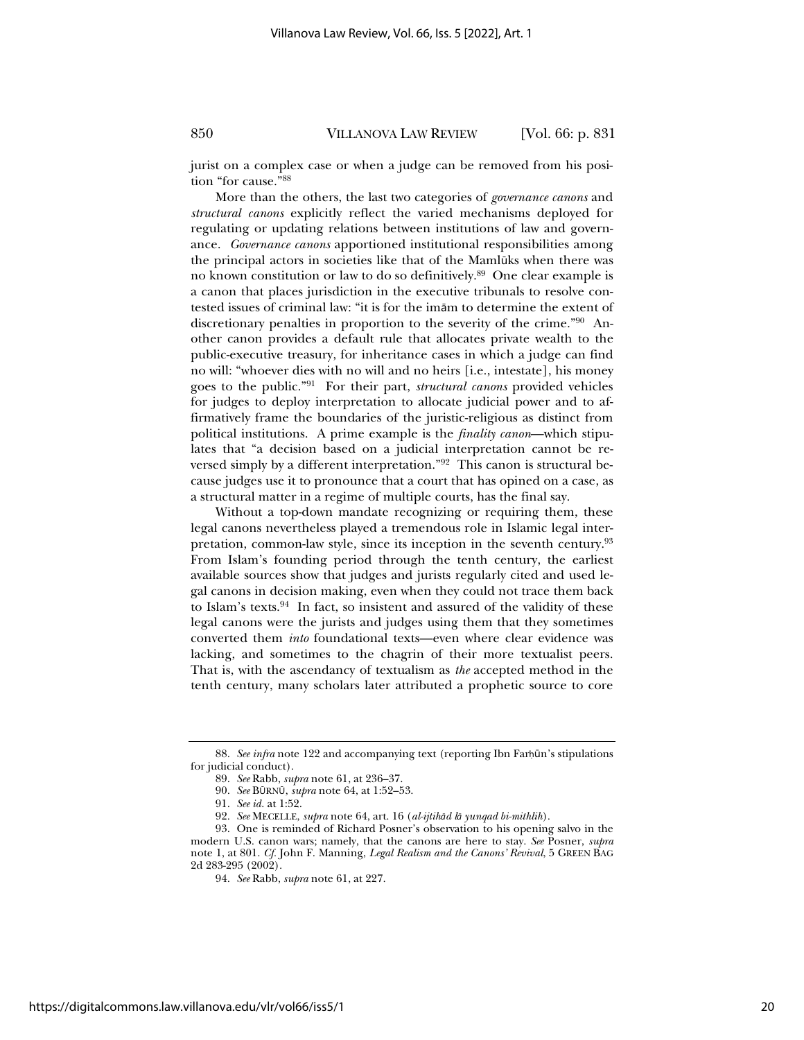jurist on a complex case or when a judge can be removed from his position "for cause."[88]

More than the others, the last two categories of *governance canons* and *structural canons* explicitly reflect the varied mechanisms deployed for regulating or updating relations between institutions of law and governance. *Governance canons* apportioned institutional responsibilities among the principal actors in societies like that of the Mamlūks when there was no known constitution or law to do so definitively.[89] One clear example is a canon that places jurisdiction in the executive tribunals to resolve contested issues of criminal law: "it is for the imām to determine the extent of discretionary penalties in proportion to the severity of the crime."[90] Another canon provides a default rule that allocates private wealth to the public-executive treasury, for inheritance cases in which a judge can find no will: "whoever dies with no will and no heirs [i.e., intestate], his money goes to the public."[91] For their part, *structural canons* provided vehicles for judges to deploy interpretation to allocate judicial power and to affirmatively frame the boundaries of the juristic-religious as distinct from political institutions. A prime example is the *finality canon*—which stipulates that "a decision based on a judicial interpretation cannot be reversed simply by a different interpretation."[92] This canon is structural because judges use it to pronounce that a court that has opined on a case, as a structural matter in a regime of multiple courts, has the final say.

Without a top-down mandate recognizing or requiring them, these legal canons nevertheless played a tremendous role in Islamic legal interpretation, common-law style, since its inception in the seventh century.[93] From Islam's founding period through the tenth century, the earliest available sources show that judges and jurists regularly cited and used legal canons in decision making, even when they could not trace them back to Islam's texts.[94] In fact, so insistent and assured of the validity of these legal canons were the jurists and judges using them that they sometimes converted them *into* foundational texts—even where clear evidence was lacking, and sometimes to the chagrin of their more textualist peers. That is, with the ascendancy of textualism as *the* accepted method in the tenth century, many scholars later attributed a prophetic source to core

---

88. *See infra* note 122 and accompanying text (reporting Ibn Farḥūn's stipulations for judicial conduct).

89. *See* Rabb, *supra* note 61, at 236–37.

90. *See* BŪRNŪ, *supra* note 64, at 1:52–53.

91. *See id.* at 1:52.

92. *See* MECELLE, *supra* note 64, art. 16 (*al-ijtihād lā yunqad bi-mithlih*).

93. One is reminded of Richard Posner's observation to his opening salvo in the modern U.S. canon wars; namely, that the canons are here to stay. *See* Posner, *supra* note 1, at 801. *Cf.* John F. Manning, *Legal Realism and the Canons' Revival*, 5 GREEN BAG 2d 283-295 (2002).

94. *See* Rabb, *supra* note 61, at 227.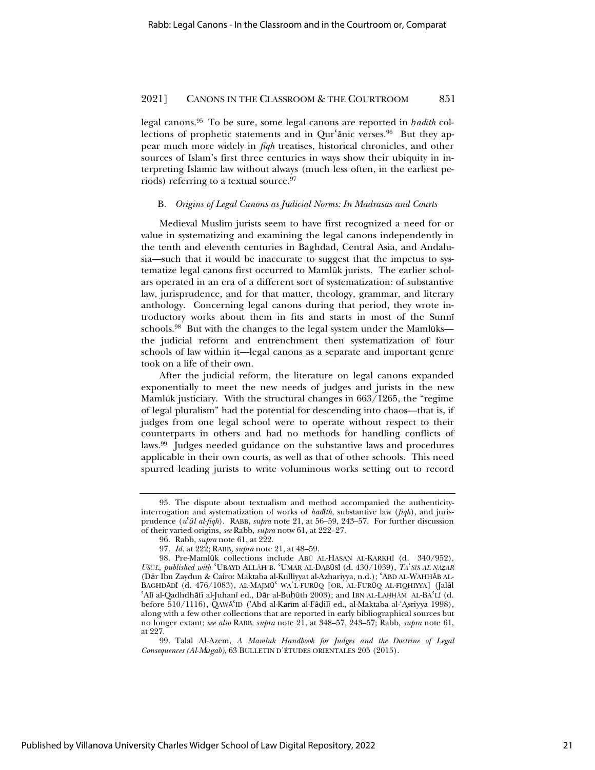legal canons.[95] To be sure, some legal canons are reported in *ḥadīth* collections of prophetic statements and in Qurʿānic verses.[96] But they appear much more widely in *fiqh* treatises, historical chronicles, and other sources of Islam's first three centuries in ways show their ubiquity in interpreting Islamic law without always (much less often, in the earliest periods) referring to a textual source.[97]

### B. *Origins of Legal Canons as Judicial Norms: In Madrasas and Courts*

Medieval Muslim jurists seem to have first recognized a need for or value in systematizing and examining the legal canons independently in the tenth and eleventh centuries in Baghdad, Central Asia, and Andalusia—such that it would be inaccurate to suggest that the impetus to systematize legal canons first occurred to Mamlūk jurists. The earlier scholars operated in an era of a different sort of systematization: of substantive law, jurisprudence, and for that matter, theology, grammar, and literary anthology. Concerning legal canons during that period, they wrote introductory works about them in fits and starts in most of the Sunnī schools.[98] But with the changes to the legal system under the Mamlūks—the judicial reform and entrenchment then systematization of four schools of law within it—legal canons as a separate and important genre took on a life of their own.

After the judicial reform, the literature on legal canons expanded exponentially to meet the new needs of judges and jurists in the new Mamlūk justiciary. With the structural changes in 663/1265, the "regime of legal pluralism" had the potential for descending into chaos—that is, if judges from one legal school were to operate without respect to their counterparts in others and had no methods for handling conflicts of laws.[99] Judges needed guidance on the substantive laws and procedures applicable in their own courts, as well as that of other schools. This need spurred leading jurists to write voluminous works setting out to record

---

95. The dispute about textualism and method accompanied the authenticity-interrogation and systematization of works of *hadīth*, substantive law (*fiqh*), and jurisprudence (*uʿūl al-fiqh*). RABB, *supra* note 21, at 56–59, 243–57. For further discussion of their varied origins, *see* Rabb, *supra* notw 61, at 222–27.

96. Rabb, *supra* note 61, at 222.

97. *Id.* at 222; RABB, *supra* note 21, at 48–59.

98. Pre-Mamlūk collections include ABŪ AL-HASAN AL-KARKHĪ (d. 340/952), *USŪL*, *published with* ʿUBAYD ALLĀH B. ʿUMAR AL-DABŪSĪ (d. 430/1039), *TAʾSĪS AL-NAẒAR* (Dār Ibn Zaydun & Cairo: Maktaba al-Kulliyyat al-Azhariyya, n.d.); ʿABD AL-WAHHĀB AL-BAGHDĀDĪ (d. 476/1083), AL-MAJMŪʿ WAʾL-FURŪQ [OR, AL-FURŪQ AL-FIQHIYYA] (Jalāl ʿAlī al-Qadhdhāfi al-Juhanī ed., Dār al-Buḥūth 2003); and IBN AL-LAḤḤĀM AL-BAʿLĪ (d. before 510/1116), QAWĀʿID (ʿAbd al-Karīm al-Fāḍilī ed., al-Maktaba al-ʿAṣriyya 1998), along with a few other collections that are reported in early bibliographical sources but no longer extant; *see also* RABB, *supra* note 21, at 348–57, 243–57; Rabb, *supra* note 61, at 227.

99. Talal Al-Azem, *A Mamluk Handbook for Judges and the Doctrine of Legal Consequences (Al-Mūgab)*, 63 BULLETIN D'ÉTUDES ORIENTALES 205 (2015).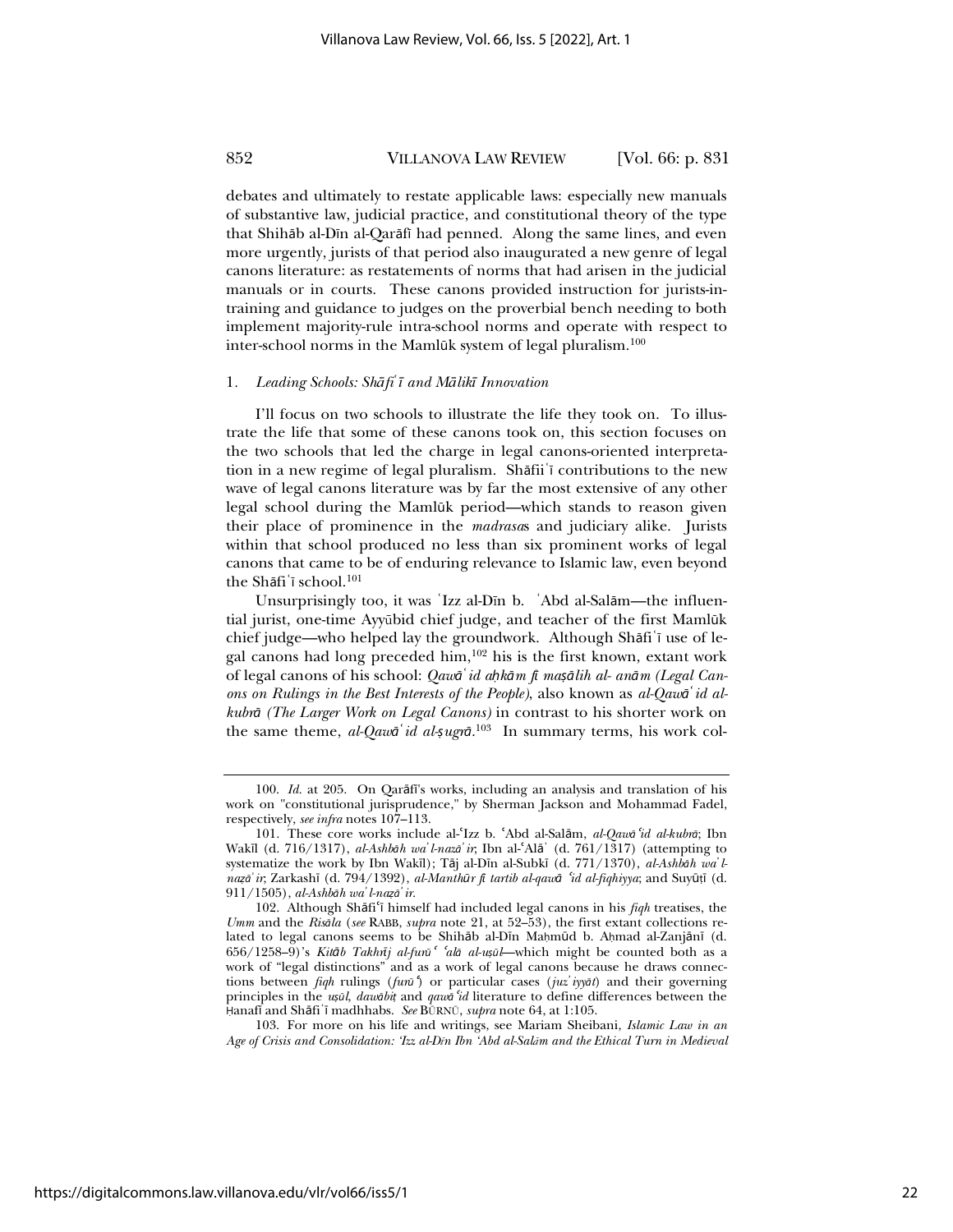debates and ultimately to restate applicable laws: especially new manuals of substantive law, judicial practice, and constitutional theory of the type that Shihāb al-Dīn al-Qarāfī had penned. Along the same lines, and even more urgently, jurists of that period also inaugurated a new genre of legal canons literature: as restatements of norms that had arisen in the judicial manuals or in courts. These canons provided instruction for jurists-in-training and guidance to judges on the proverbial bench needing to both implement majority-rule intra-school norms and operate with respect to inter-school norms in the Mamlūk system of legal pluralism.[100]

### 1. *Leading Schools: Shāfiʿī and Mālikī Innovation*

I'll focus on two schools to illustrate the life they took on. To illustrate the life that some of these canons took on, this section focuses on the two schools that led the charge in legal canons-oriented interpretation in a new regime of legal pluralism. Shāfiiʿī contributions to the new wave of legal canons literature was by far the most extensive of any other legal school during the Mamlūk period—which stands to reason given their place of prominence in the *madrasa*s and judiciary alike. Jurists within that school produced no less than six prominent works of legal canons that came to be of enduring relevance to Islamic law, even beyond the Shāfiʿī school.[101]

Unsurprisingly too, it was ʿIzz al-Dīn b. ʿAbd al-Salām—the influential jurist, one-time Ayyūbid chief judge, and teacher of the first Mamlūk chief judge—who helped lay the groundwork. Although Shāfiʿī use of legal canons had long preceded him,[102] his is the first known, extant work of legal canons of his school: *Qawāʿid aḥkām fī maṣālih al- anām (Legal Canons on Rulings in the Best Interests of the People)*, also known as *al-Qawāʿid al-kubrā (The Larger Work on Legal Canons)* in contrast to his shorter work on the same theme, *al-Qawāʿid al-ṣugrā*.[103] In summary terms, his work col-

---

100. *Id.* at 205. On Qarāfī's works, including an analysis and translation of his work on "constitutional jurisprudence," by Sherman Jackson and Mohammad Fadel, respectively, *see infra* notes 107–113.

101. These core works include al-ʿIzz b. ʿAbd al-Salām, *al-Qawāʿid al-kubrā*; Ibn Wakīl (d. 716/1317), *al-Ashbāh waʾl-naẓāʾir*; Ibn al-ʿAlāʾ (d. 761/1317) (attempting to systematize the work by Ibn Wakīl); Tāj al-Dīn al-Subkī (d. 771/1370), *al-Ashbāh waʾl-naẓāʾir*; Zarkashī (d. 794/1392), *al-Manthūr fī tartib al-qawāʿid al-fiqhiyya*; and Suyūṭī (d. 911/1505), *al-Ashbāh waʾl-naẓāʾir*.

102. Although Shāfiʿī himself had included legal canons in his *fiqh* treatises, the *Umm* and the *Risāla* (*see* RABB, *supra* note 21, at 52–53), the first extant collections related to legal canons seems to be Shihāb al-Dīn Maḥmūd b. Aḥmad al-Zanjānī (d. 656/1258–9)'s *Kitāb Takhrīj al-furūʿ ʿalā al-uṣūl*—which might be counted both as a work of "legal distinctions" and as a work of legal canons because he draws connections between *fiqh* rulings (*furūʿ*) or particular cases (*juzʾiyyāt*) and their governing principles in the *uṣūl*, *ḍawābiṭ* and *qawāʿid* literature to define differences between the Ḥanafī and Shāfiʿī madhhabs. *See* BŪRNŪ, *supra* note 64, at 1:105.

103. For more on his life and writings, see Mariam Sheibani, *Islamic Law in an Age of Crisis and Consolidation: ʿIzz al-Dīn Ibn ʿAbd al-Salām and the Ethical Turn in Medieval*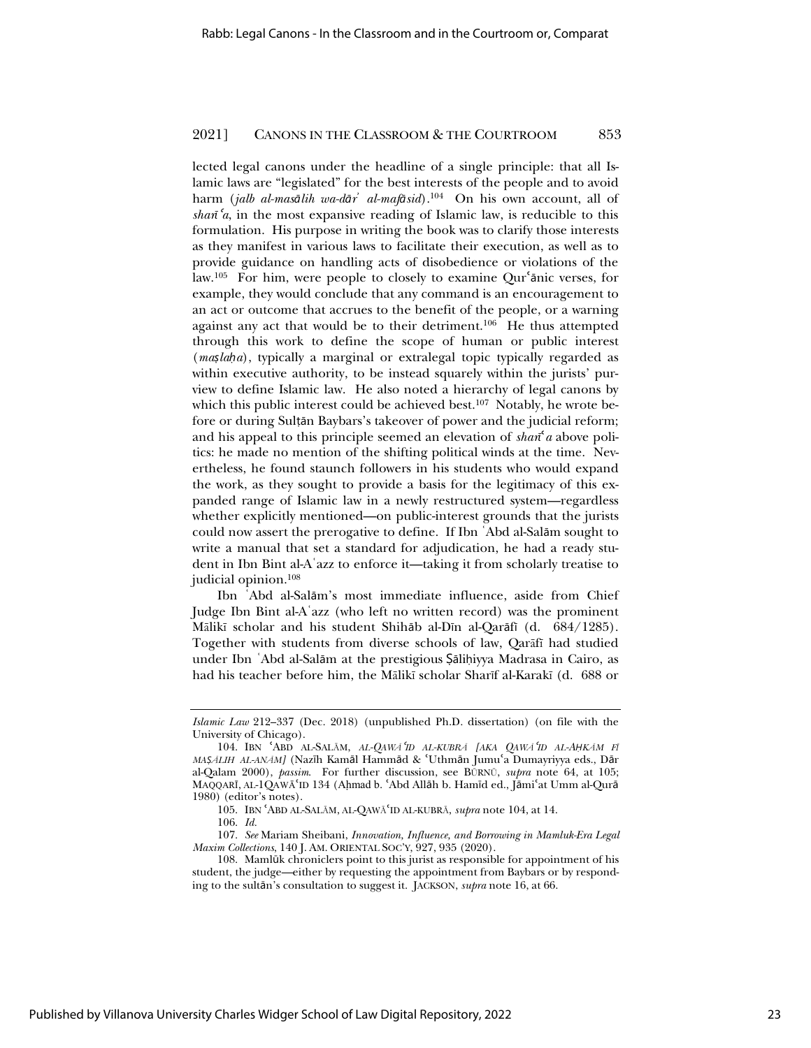lected legal canons under the headline of a single principle: that all Islamic laws are "legislated" for the best interests of the people and to avoid harm (*jalb al-masālih wa-dārʾ al-mafāsid*).[104] On his own account, all of *sharīʿa*, in the most expansive reading of Islamic law, is reducible to this formulation. His purpose in writing the book was to clarify those interests as they manifest in various laws to facilitate their execution, as well as to provide guidance on handling acts of disobedience or violations of the law.[105] For him, were people to closely to examine Qurʿānic verses, for example, they would conclude that any command is an encouragement to an act or outcome that accrues to the benefit of the people, or a warning against any act that would be to their detriment.[106] He thus attempted through this work to define the scope of human or public interest (*maṣlaḥa*), typically a marginal or extralegal topic typically regarded as within executive authority, to be instead squarely within the jurists' purview to define Islamic law. He also noted a hierarchy of legal canons by which this public interest could be achieved best.[107] Notably, he wrote before or during Sulṭān Baybars's takeover of power and the judicial reform; and his appeal to this principle seemed an elevation of *sharīʿa* above politics: he made no mention of the shifting political winds at the time. Nevertheless, he found staunch followers in his students who would expand the work, as they sought to provide a basis for the legitimacy of this expanded range of Islamic law in a newly restructured system—regardless whether explicitly mentioned—on public-interest grounds that the jurists could now assert the prerogative to define. If Ibn ʿAbd al-Salām sought to write a manual that set a standard for adjudication, he had a ready student in Ibn Bint al-Aʿazz to enforce it—taking it from scholarly treatise to judicial opinion.[108]

Ibn ʿAbd al-Salām's most immediate influence, aside from Chief Judge Ibn Bint al-Aʿazz (who left no written record) was the prominent Mālikī scholar and his student Shihāb al-Dīn al-Qarāfī (d. 684/1285). Together with students from diverse schools of law, Qarāfī had studied under Ibn ʿAbd al-Salām at the prestigious Ṣāliḥiyya Madrasa in Cairo, as had his teacher before him, the Mālikī scholar Sharīf al-Karakī (d. 688 or

---

*Islamic Law* 212–337 (Dec. 2018) (unpublished Ph.D. dissertation) (on file with the University of Chicago).

104. IBN ʿABD AL-SALĀM, *AL-QAWĀʿID AL-KUBRĀ [AKA QAWĀʿID AL-AḤKĀM FĪ MAṢĀLIH AL-ANĀM]* (Nazīh Kamāl Hammād & ʿUthmān Jumuʿa Dumayriyya eds., Dār al-Qalam 2000), *passim*. For further discussion, see BŪRNŪ, *supra* note 64, at 105; MAQQARĪ, AL-1QAWĀʿID 134 (Aḥmad b. ʿAbd Allāh b. Hamīd ed., Jāmiʿat Umm al-Qurā 1980) (editor's notes).

105. IBN ʿABD AL-SALĀM, AL-QAWĀʿID AL-KUBRĀ, *supra* note 104, at 14.

106. *Id.*

107. *See* Mariam Sheibani, *Innovation, Influence, and Borrowing in Mamluk-Era Legal Maxim Collections*, 140 J. AM. ORIENTAL SOC'Y, 927, 935 (2020).

108. Mamlūk chroniclers point to this jurist as responsible for appointment of his student, the judge—either by requesting the appointment from Baybars or by responding to the sultān's consultation to suggest it. JACKSON, *supra* note 16, at 66.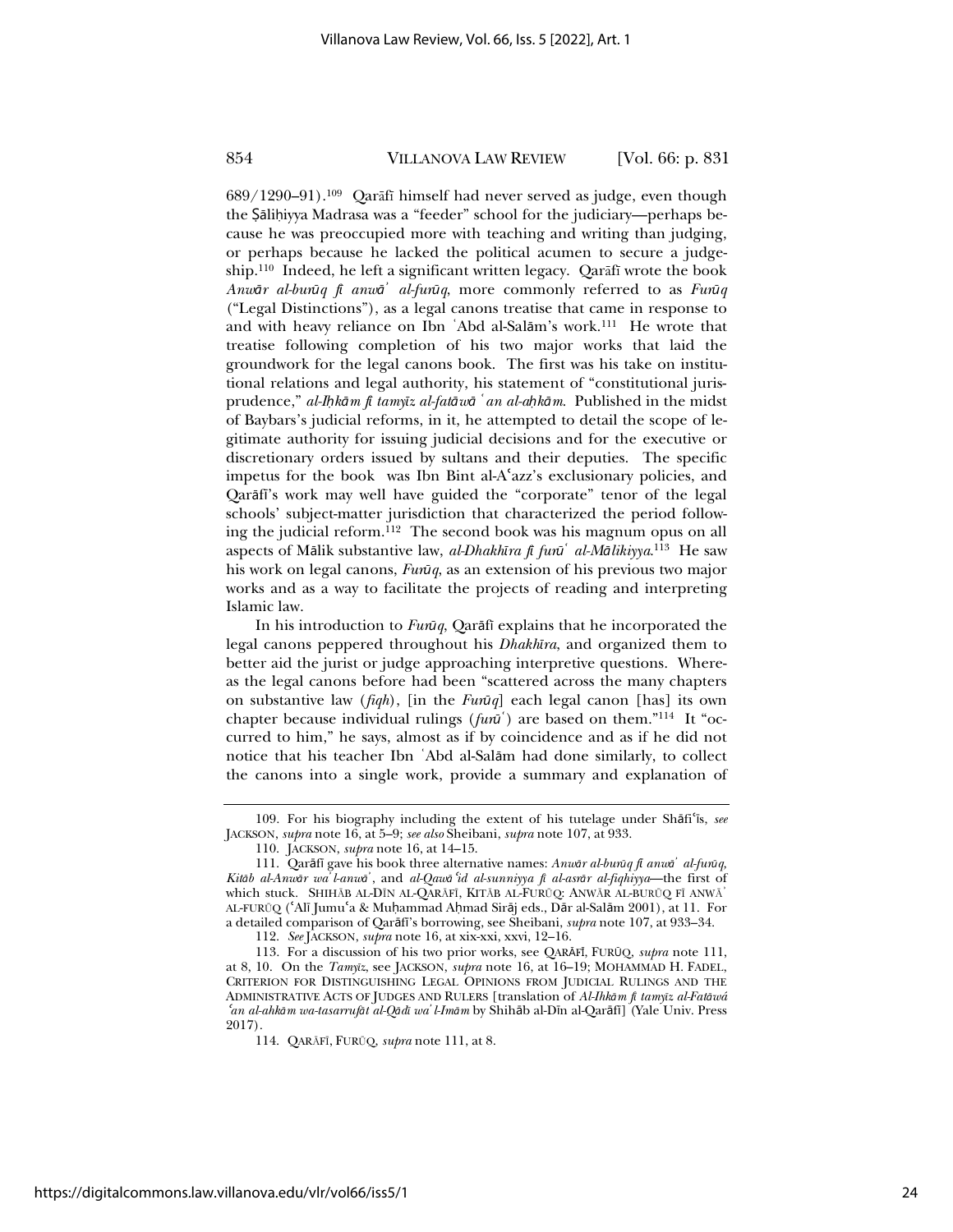689/1290–91).[109] Qarāfī himself had never served as judge, even though the Ṣāliḥiyya Madrasa was a "feeder" school for the judiciary—perhaps because he was preoccupied more with teaching and writing than judging, or perhaps because he lacked the political acumen to secure a judgeship.[110] Indeed, he left a significant written legacy. Qarāfī wrote the book *Anwār al-burūq fī anwāʾ al-furūq*, more commonly referred to as *Furūq* ("Legal Distinctions"), as a legal canons treatise that came in response to and with heavy reliance on Ibn ʿAbd al-Salām's work.[111] He wrote that treatise following completion of his two major works that laid the groundwork for the legal canons book. The first was his take on institutional relations and legal authority, his statement of "constitutional jurisprudence," *al-Iḥkām fī tamyīz al-fatāwā ʿan al-aḥkām*. Published in the midst of Baybars's judicial reforms, in it, he attempted to detail the scope of legitimate authority for issuing judicial decisions and for the executive or discretionary orders issued by sultans and their deputies. The specific impetus for the book was Ibn Bint al-Aʿazz's exclusionary policies, and Qarāfī's work may well have guided the "corporate" tenor of the legal schools' subject-matter jurisdiction that characterized the period following the judicial reform.[112] The second book was his magnum opus on all aspects of Mālik substantive law, *al-Dhakhīra fī furūʿ al-Mālikiyya*.[113] He saw his work on legal canons, *Furūq*, as an extension of his previous two major works and as a way to facilitate the projects of reading and interpreting Islamic law.

In his introduction to *Furūq*, Qarāfī explains that he incorporated the legal canons peppered throughout his *Dhakhīra*, and organized them to better aid the jurist or judge approaching interpretive questions. Whereas the legal canons before had been "scattered across the many chapters on substantive law (*fiqh*), [in the *Furūq*] each legal canon [has] its own chapter because individual rulings (*furūʿ*) are based on them."[114] It "occurred to him," he says, almost as if by coincidence and as if he did not notice that his teacher Ibn ʿAbd al-Salām had done similarly, to collect the canons into a single work, provide a summary and explanation of

---

109. For his biography including the extent of his tutelage under Shāfiʿīs, *see* JACKSON, *supra* note 16, at 5–9; *see also* Sheibani, *supra* note 107, at 933.

110. JACKSON, *supra* note 16, at 14–15.

111. Qarāfī gave his book three alternative names: *Anwār al-burūq fī anwāʾ al-furūq*, *Kitāb al-Anwār waʾl-anwāʾ*, and *al-Qawāʿid al-sunniyya fī al-asrār al-fiqhiyya*—the first of which stuck. SHIHĀB AL-DĪN AL-QARĀFĪ, KITĀB AL-FURŪQ: ANWĀR AL-BURŪQ FĪ ANWĀʾ AL-FURŪQ (ʿAlī Jumuʿa & Muḥammad Aḥmad Sirāj eds., Dār al-Salām 2001), at 11. For a detailed comparison of Qarāfī's borrowing, see Sheibani, *supra* note 107, at 933–34.

112. *See* JACKSON, *supra* note 16, at xix-xxi, xxvi, 12–16.

113. For a discussion of his two prior works, see QARĀFĪ, FURŪQ, *supra* note 111, at 8, 10. On the *Tamyīz*, see JACKSON, *supra* note 16, at 16–19; MOHAMMAD H. FADEL, CRITERION FOR DISTINGUISHING LEGAL OPINIONS FROM JUDICIAL RULINGS AND THE ADMINISTRATIVE ACTS OF JUDGES AND RULERS [translation of *Al-Ihkām fī tamyīz al-Fatāwá ʿan al-ahkām wa-tasarrufāt al-Qādī waʾl-Imām* by Shihāb al-Dīn al-Qarāfī] (Yale Univ. Press 2017).

114. QARĀFĪ, FURŪQ, *supra* note 111, at 8.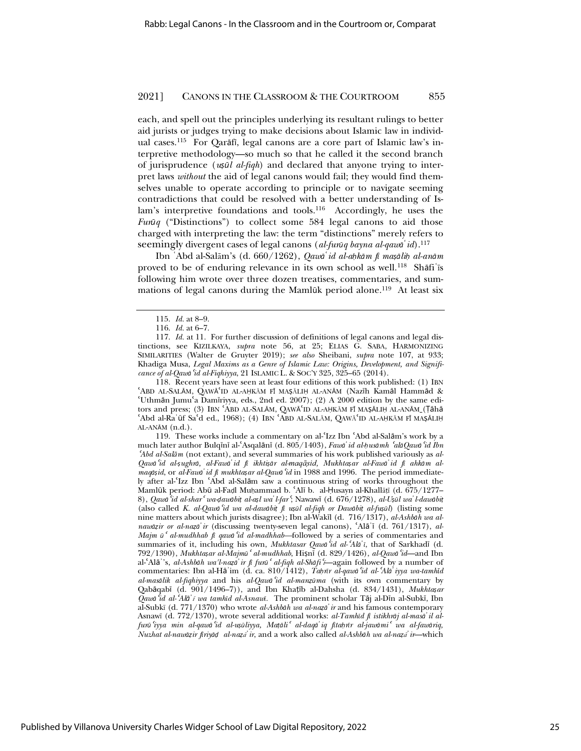each, and spell out the principles underlying its resultant rulings to better aid jurists or judges trying to make decisions about Islamic law in individual cases.[115] For Qarāfī, legal canons are a core part of Islamic law's interpretive methodology—so much so that he called it the second branch of jurisprudence (*uṣūl al-fiqh*) and declared that anyone trying to interpret laws *without* the aid of legal canons would fail; they would find themselves unable to operate according to principle or to navigate seeming contradictions that could be resolved with a better understanding of Islam's interpretive foundations and tools.[116] Accordingly, he uses the *Furūq* ("Distinctions") to collect some 584 legal canons to aid those charged with interpreting the law: the term "distinctions" merely refers to seemingly divergent cases of legal canons (*al-furūq bayna al-qawāʿid*).[117]

Ibn ʿAbd al-Salām's (d. 660/1262), *Qawāʿid al-aḥkām fī maṣāliḥ al-anām* proved to be of enduring relevance in its own school as well.[118] Shāfiʿīs following him wrote over three dozen treatises, commentaries, and summations of legal canons during the Mamlūk period alone.[119] At least six

---

115. *Id.* at 8–9.

116. *Id.* at 6–7.

117. *Id.* at 11. For further discussion of definitions of legal canons and legal distinctions, see KIZILKAYA, *supra* note 56, at 25; ELIAS G. SABA, HARMONIZING SIMILARITIES (Walter de Gruyter 2019); *see also* Sheibani, *supra* note 107, at 933; Khadiga Musa, *Legal Maxims as a Genre of Islamic Law: Origins, Development, and Significance of al-Qawāʿid al-Fiqhiyya*, 21 ISLAMIC L. & SOC'Y 325, 325–65 (2014).

118. Recent years have seen at least four editions of this work published: (1) IBN ʿABD AL-SALĀM, QAWĀʿID AL-AḤKĀM FĪ MAṢĀLIḤ AL-ANĀM (Nazīh Kamāl Hammād & ʿUthmān Jumuʿa Damīriyya, eds., 2nd ed. 2007); (2) A 2000 edition by the same editors and press; (3) IBN ʿABD AL-SALĀM, QAWĀʿID AL-AḤKĀM FĪ MAṢĀLIḤ AL-ANĀM (Ṭāhā ʿAbd al-Raʾūf Saʿd ed., 1968); (4) IBN ʿABD AL-SALĀM, QAWĀʿID AL-AḤKĀM FĪ MAṢĀLIḤ AL-ANĀM (n.d.).

119. These works include a commentary on al-ʿIzz Ibn ʿAbd al-Salām's work by a much later author Bulqīnī al-ʿAsqalānī (d. 805/1403), *Fawāʾid al-ḥusāmh ʿalāQawāʿid Ibn ʿAbd al-Salām* (not extant), and several summaries of his work published variously as *al-Qawāʿid al-ṣughrā*, *al-Fawāʾid fī ikhtiṣār al-maqāṣid*, *Mukhtaṣar al-Fawāʾid fī ahkām al-maqāṣid*, or *al-Fawāʾid fī mukhtaṣar al-Qawāʿid* in 1988 and 1996. The period immediately after al-ʿIzz Ibn ʿAbd al-Salām saw a continuous string of works throughout the Mamlūk period: Abū al-Faḍl Muḥammad b. ʿAlī b. al-Ḥusayn al-Khallāṭī (d. 675/1277–8), *Qawāʿid al-sharʿ wa-ḍawābiṭ al-aṣl waʾl-farʿ*; Nawawī (d. 676/1278), *al-Uṣūl waʾl-ḍawābiṭ* (also called *K. al-Qawāʿid wa al-ḍawābiṭ fī uṣūl al-fiqh or Dawābiṭ al-fuṣūl*) (listing some nine matters about which jurists disagree); Ibn al-Wakīl (d. 716/1317), *al-Ashbāh wa al-nawāẓir or al-naẓāʾir* (discussing twenty-seven legal canons), ʿAlāʾī (d. 761/1317), *al-Majmūʿ al-mudhhab fī qawāʿid al-madhhab*—followed by a series of commentaries and summaries of it, including his own, *Mukhtasar Qawāʿid al-ʿAlāʾī*, that of Sarkhadī (d. 792/1390), *Mukhtaṣar al-Majmūʿ al-mudhhab*, Hiṣnī (d. 829/1426), *al-Qawāʿid*—and Ibn al-ʿAlāʾ's, *al-Ashbāh waʾl-naẓāʾir fī furūʿ al-fiqh al-Shāfiʿī*—again followed by a number of commentaries: Ibn al-Hāʾim (d. ca. 810/1412), *Taḥrīr al-qawāʿid al-ʿAlāʾiyya wa-tamhīd al-masālik al-fiqhiyya* and his *al-Qawāʿid al-manẓūma* (with its own commentary by Qabāqabī (d. 901/1496–7)), and Ibn Khaṭīb al-Dahsha (d. 834/1431), *Mukhtaṣar Qawāʿid al-ʿAlāʾī wa tamhīd al-Asnawī*. The prominent scholar Tāj al-Dīn al-Subkī, Ibn al-Subkī (d. 771/1370) who wrote *al-Ashbāh wa al-naẓāʾir* and his famous contemporary Asnawī (d. 772/1370), wrote several additional works: *al-Tamhīd fī istikhrāj al-masāʾil al-furūʿiyya min al-qawāʿid al-uṣūliyya, Maṭāliʿ al-daqāʾiq fitaḥrīr al-jawāmiʿ wa al-fawāriq, Nuzhat al-nawāẓir firiyāḍ al-naẓāʾir*, and a work also called *al-Ashbāh wa al-naẓāʾir*—which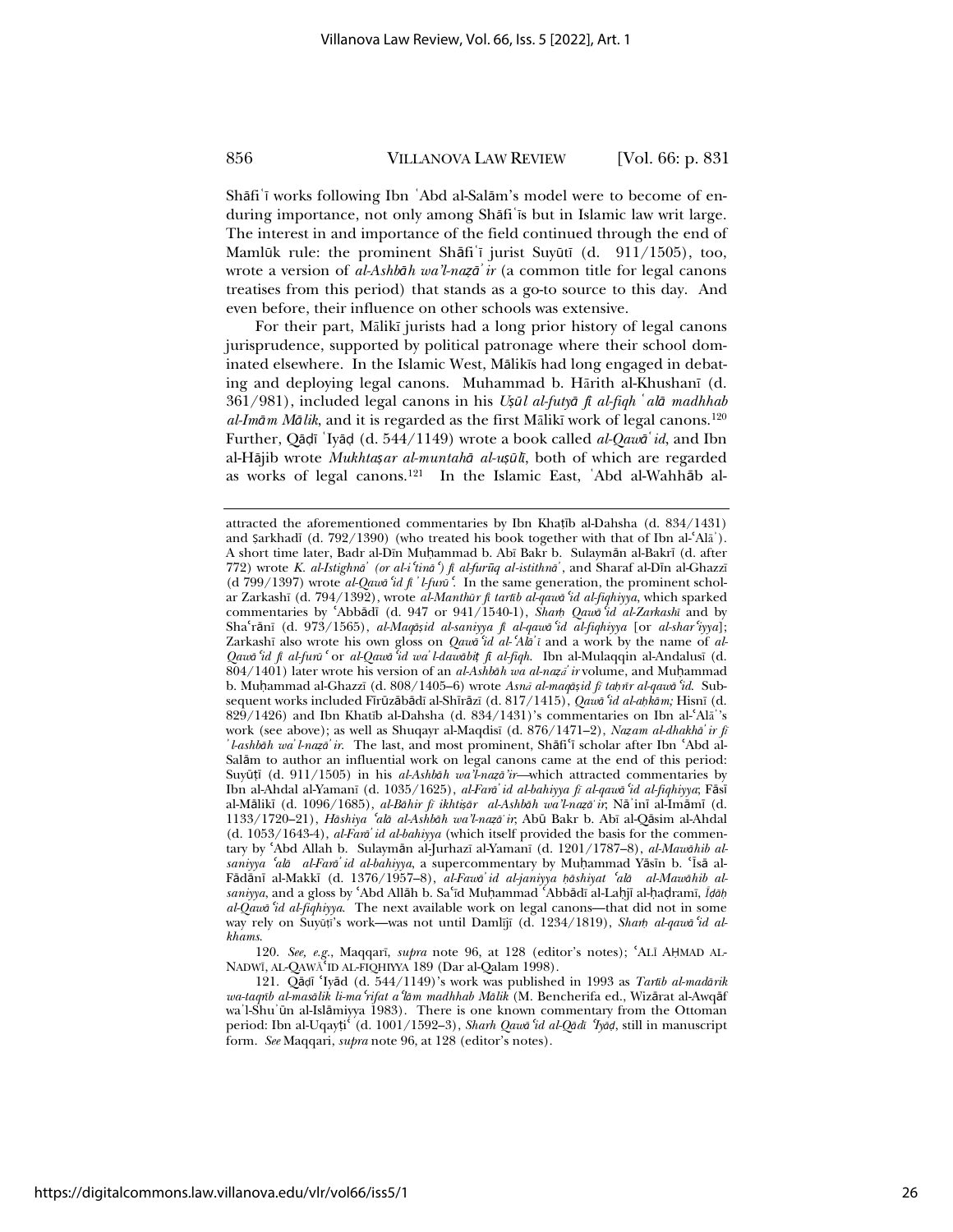Shāfiʿī works following Ibn ʿAbd al-Salām's model were to become of enduring importance, not only among Shāfiʿīs but in Islamic law writ large. The interest in and importance of the field continued through the end of Mamlūk rule: the prominent Shāfiʿī jurist Suyūtī (d. 911/1505), too, wrote a version of *al-Ashbāh wa'l-naẓāʾir* (a common title for legal canons treatises from this period) that stands as a go-to source to this day. And even before, their influence on other schools was extensive.

For their part, Mālikī jurists had a long prior history of legal canons jurisprudence, supported by political patronage where their school dominated elsewhere. In the Islamic West, Mālikīs had long engaged in debating and deploying legal canons. Muhammad b. Hārith al-Khushanī (d. 361/981), included legal canons in his *Uṣūl al-futyā fī al-fiqh ʿalā madhhab al-Imām Mālik*, and it is regarded as the first Mālikī work of legal canons.[120] Further, Qāḍī ʿIyāḍ (d. 544/1149) wrote a book called *al-Qawāʿid*, and Ibn al-Hājib wrote *Mukhtaṣar al-muntahā al-uṣūlī*, both of which are regarded as works of legal canons.[121] In the Islamic East, ʿAbd al-Wahhāb al-

---

attracted the aforementioned commentaries by Ibn Khaṭīb al-Dahsha (d. 834/1431) and Ṣarkhadī (d. 792/1390) (who treated his book together with that of Ibn al-ʿAlāʾ). A short time later, Badr al-Dīn Muḥammad b. Abī Bakr b. Sulaymān al-Bakrī (d. after 772) wrote *K. al-Istighnāʾ (or al-iʿtināʾ) fī al-furūq al-istithnāʾ*, and Sharaf al-Dīn al-Ghazzī (d 799/1397) wrote *al-Qawāʿid fiʾl-furūʿ*. In the same generation, the prominent scholar Zarkashī (d. 794/1392), wrote *al-Manthūr fī tartīb al-qawāʿid al-fiqhiyya*, which sparked commentaries by ʿAbbādī (d. 947 or 941/1540-1), *Sharḥ Qawāʿid al-Zarkashī* and by Shaʿrānī (d. 973/1565), *al-Maqāṣid al-saniyya fī al-qawāʿid al-fiqhiyya* [or *al-sharʿiyya*]; Zarkashī also wrote his own gloss on *Qawāʿid al-ʿAlāʾī* and a work by the name of *al-Qawāʿid fī al-furūʿ* or *al-Qawāʿid waʾl-dawābiṭ fī al-fiqh*. Ibn al-Mulaqqin al-Andalusī (d. 804/1401) later wrote his version of an *al-Ashbāh wa al-naẓāʾir* volume, and Muḥammad b. Muḥammad al-Ghazzī (d. 808/1405–6) wrote *Asnā al-maqāṣid fī taḥrīr al-qawāʿid*. Subsequent works included Fīrūzābādī al-Shīrāzī (d. 817/1415), *Qawāʿid al-aḥkām;* Hisnī (d. 829/1426) and Ibn Khatīb al-Dahsha (d. 834/1431)'s commentaries on Ibn al-ʿAlāʾ's work (see above); as well as Shuqayr al-Maqdisī (d. 876/1471–2), *Naẓam al-dhakhāʾir fī ʾl-ashbāh waʾl-naẓāʾir*. The last, and most prominent, Shāfiʿī scholar after Ibn ʿAbd al-Salām to author an influential work on legal canons came at the end of this period: Suyūṭī (d. 911/1505) in his *al-Ashbāh wa'l-naẓāʾir*—which attracted commentaries by Ibn al-Ahdal al-Yamanī (d. 1035/1625), *al-Farāʾid al-bahiyya fī al-qawāʿid al-fiqhiyya*; Fāsī al-Mālikī (d. 1096/1685), *al-Bāhir fī ikhtiṣār al-Ashbāh wa'l-naẓāʾir*; Nāʾinī al-Imāmī (d. 1133/1720–21), *Hāshiya ʿalā al-Ashbāh wa'l-naẓāʾir*; Abū Bakr b. Abī al-Qāsim al-Ahdal (d. 1053/1643-4), *al-Farāʾid al-bahiyya* (which itself provided the basis for the commentary by ʿAbd Allah b. Sulaymān al-Jurhazī al-Yamanī (d. 1201/1787–8), *al-Mawāhib al-saniyya ʿalā al-Farāʾid al-bahiyya*, a supercommentary by Muḥammad Yāsīn b. ʿĪsā al-Fādānī al-Makkī (d. 1376/1957–8), *al-Fawāʾid al-janiyya ḥāshiyat ʿalā al-Mawāhib al-saniyya*, and a gloss by ʿAbd Allāh b. Saʿīd Muḥammad ʿAbbādī al-Laḥjī al-ḥaḍramī, *Īḍāḥ al-Qawāʿid al-fiqhiyya*. The next available work on legal canons—that did not in some way rely on Suyūṭī's work—was not until Damlījī (d. 1234/1819), *Sharḥ al-qawāʿid al-khams*.

120. *See, e.g.*, Maqqarī, *supra* note 96, at 128 (editor's notes); ʿALĪ AḤMAD AL-NADWĪ, AL-QAWĀʿID AL-FIQHIYYA 189 (Dar al-Qalam 1998).

121. Qāḍī ʿIyād (d. 544/1149)'s work was published in 1993 as *Tartīb al-madārik wa-taqrīb al-masālik li-maʿrifat aʿlām madhhab Mālik* (M. Bencherifa ed., Wizārat al-Awqāf waʾl-Shuʾūn al-Islāmiyya 1983). There is one known commentary from the Ottoman period: Ibn al-Uqayṭiʿ (d. 1001/1592–3), *Sharh Qawāʿid al-Qāḍī ʿIyāḍ*, still in manuscript form. *See* Maqqari, *supra* note 96, at 128 (editor's notes).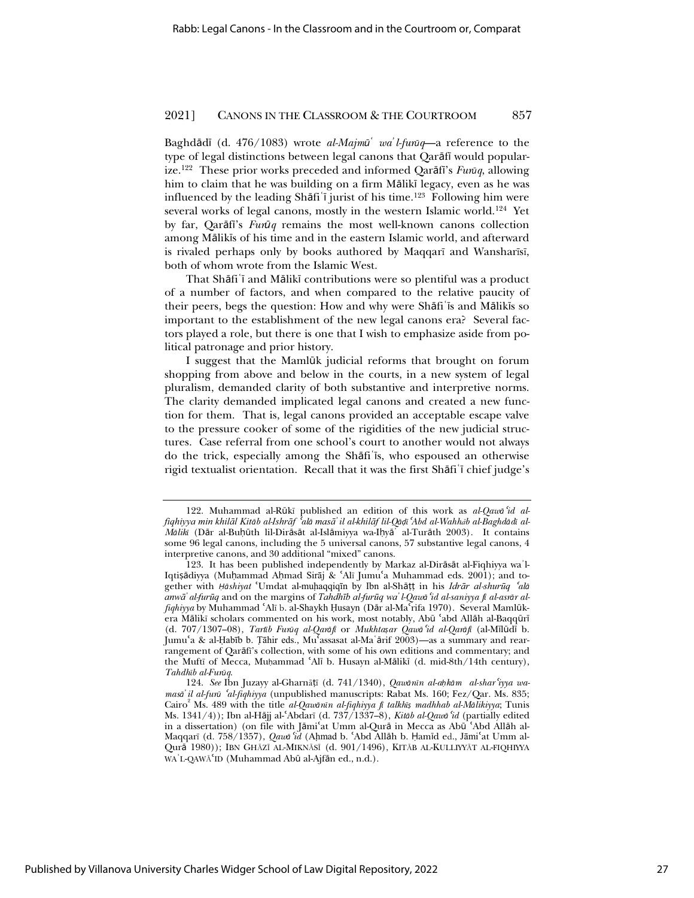Baghdādī (d. 476/1083) wrote *al-Majmūʿ waʾl-furūq*—a reference to the type of legal distinctions between legal canons that Qarāfī would popularize.[122] These prior works preceded and informed Qarāfī's *Furūq*, allowing him to claim that he was building on a firm Mālikī legacy, even as he was influenced by the leading Shāfiʿī jurist of his time.[123] Following him were several works of legal canons, mostly in the western Islamic world.[124] Yet by far, Qarāfī's *Furūq* remains the most well-known canons collection among Mālikīs of his time and in the eastern Islamic world, and afterward is rivaled perhaps only by books authored by Maqqarī and Wansharīsī, both of whom wrote from the Islamic West.

That Shāfiʿī and Mālikī contributions were so plentiful was a product of a number of factors, and when compared to the relative paucity of their peers, begs the question: How and why were Shāfiʿīs and Mālikīs so important to the establishment of the new legal canons era? Several factors played a role, but there is one that I wish to emphasize aside from political patronage and prior history.

I suggest that the Mamlūk judicial reforms that brought on forum shopping from above and below in the courts, in a new system of legal pluralism, demanded clarity of both substantive and interpretive norms. The clarity demanded implicated legal canons and created a new function for them. That is, legal canons provided an acceptable escape valve to the pressure cooker of some of the rigidities of the new judicial structures. Case referral from one school's court to another would not always do the trick, especially among the Shāfiʿīs, who espoused an otherwise rigid textualist orientation. Recall that it was the first Shāfiʿī chief judge's

---

122. Muhammad al-Rūkī published an edition of this work as *al-Qawāʿid al-fiqhiyya min khilāl Kitāb al-Ishrāf ʿalā masāʾil al-khilāf lil-Qāḍī ʿAbd al-Wahhāb al-Baghdādī al-Mālikī* (Dār al-Buḥūth lil-Dirāsāt al-Islāmiyya wa-Iḥyāʾ al-Turāth 2003). It contains some 96 legal canons, including the 5 universal canons, 57 substantive legal canons, 4 interpretive canons, and 30 additional "mixed" canons.

123. It has been published independently by Markaz al-Dirāsāt al-Fiqhiyya waʾl-Iqtiṣādiyya (Muḥammad Aḥmad Sirāj & ʿAlī Jumuʿa Muhammad eds. 2001); and together with *Ḥāshiyat* ʿUmdat al-muḥaqqiqīn by Ibn al-Shāṭṭ in his *Idrār al-shurūq ʿalā anwāʾ al-furūq* and on the margins of *Tahdhīb al-furūq waʾl-Qawāʿid al-saniyya fī al-asrār al-fiqhiyya* by Muhammad ʿAlī b. al-Shaykh Ḥusayn (Dār al-Maʿrifa 1970). Several Mamlūk-era Mālikī scholars commented on his work, most notably, Abū ʿabd Allāh al-Baqqūrī (d. 707/1307–08), *Tartīb Furūq al-Qarāfī* or *Mukhtaṣar Qawāʿid al-Qarāfī* (al-Mīlūdī b. Jumuʿa & al-Ḥabīb b. Ṭāhir eds., Muʾassasat al-Maʿārif 2003)—as a summary and rearrangement of Qarāfī's collection, with some of his own editions and commentary; and the Muftī of Mecca, Muḥammad ʿAlī b. Husayn al-Mālikī (d. mid-8th/14th century), *Tahdhīb al-Furūq*.

124. *See* Ibn Juzayy al-Gharnāṭī (d. 741/1340), *Qawānīn al-aḥkām al-sharʿiyya wa-masāʾil al-furū ʿal-fiqhiyya* (unpublished manuscripts: Rabat Ms. 160; Fez/Qar. Ms. 835; Cairo[2] Ms. 489 with the title *al-Qawānīn al-fiqhiyya fī talkhīṣ madhhab al-Mālikiyya*; Tunis Ms. 1341/4)); Ibn al-Hājj al-ʿAbdarī (d. 737/1337–8), *Kitāb al-Qawāʿid* (partially edited in a dissertation) (on file with Jāmiʿat Umm al-Qurā in Mecca as Abū ʿAbd Allāh al-Maqqarī (d. 758/1357), *Qawāʿid* (Aḥmad b. ʿAbd Allāh b. Ḥamīd ed., Jāmiʿat Umm al-Qurā 1980)); IBN GHĀZĪ AL-MIKNĀSĪ (d. 901/1496), KITĀB AL-KULLIYYĀT AL-FIQHIYYA WAʾL-QAWĀʿID (Muhammad Abū al-Ajfān ed., n.d.).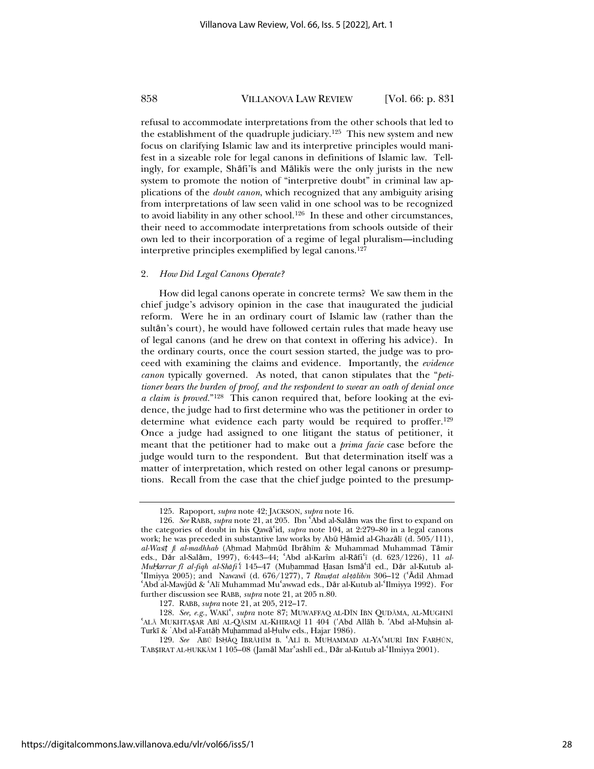refusal to accommodate interpretations from the other schools that led to the establishment of the quadruple judiciary.[125] This new system and new focus on clarifying Islamic law and its interpretive principles would manifest in a sizeable role for legal canons in definitions of Islamic law. Tellingly, for example, Shāfiʿīs and Mālikīs were the only jurists in the new system to promote the notion of "interpretive doubt" in criminal law applications of the *doubt canon*, which recognized that any ambiguity arising from interpretations of law seen valid in one school was to be recognized to avoid liability in any other school.[126] In these and other circumstances, their need to accommodate interpretations from schools outside of their own led to their incorporation of a regime of legal pluralism—including interpretive principles exemplified by legal canons.[127]

### 2. *How Did Legal Canons Operate?*

How did legal canons operate in concrete terms? We saw them in the chief judge's advisory opinion in the case that inaugurated the judicial reform. Were he in an ordinary court of Islamic law (rather than the sultān's court), he would have followed certain rules that made heavy use of legal canons (and he drew on that context in offering his advice). In the ordinary courts, once the court session started, the judge was to proceed with examining the claims and evidence. Importantly, the *evidence canon* typically governed. As noted, that canon stipulates that the "*petitioner bears the burden of proof, and the respondent to swear an oath of denial once a claim is proved*."[128] This canon required that, before looking at the evidence, the judge had to first determine who was the petitioner in order to determine what evidence each party would be required to proffer.[129] Once a judge had assigned to one litigant the status of petitioner, it meant that the petitioner had to make out a *prima facie* case before the judge would turn to the respondent. But that determination itself was a matter of interpretation, which rested on other legal canons or presumptions. Recall from the case that the chief judge pointed to the presump-

---

125. Rapoport, *supra* note 42; JACKSON, *supra* note 16.

126. *See* RABB, *supra* note 21, at 205. Ibn ʿAbd al-Salām was the first to expand on the categories of doubt in his Qawāʿid, *supra* note 104, at 2:279–80 in a legal canons work; he was preceded in substantive law works by Abū Ḥāmid al-Ghazālī (d. 505/111), *al-Wasīṭ fī al-madhhab* (Aḥmad Maḥmūd Ibrāhīm & Muhammad Muhammad Tāmir eds., Dār al-Salām, 1997), 6:443–44; ʿAbd al-Karīm al-Rāfiʿī (d. 623/1226), 11 *al-MuḤarrar fī al-fiqh al-Shāfiʿī* 145–47 (Muḥammad Ḥasan Ismāʿīl ed., Dār al-Kutub al-ʿIlmiyya 2005); and Nawawī (d. 676/1277), 7 *Rawḍat al-ṭālibīn* 306–12 (ʿĀdil Ahmad ʿAbd al-Mawjūd & ʿAlī Muhammad Muʿawwad eds., Dār al-Kutub al-ʿIlmiyya 1992). For further discussion see RABB, *supra* note 21, at 205 n.80.

127. RABB, *supra* note 21, at 205, 212–17.

128. *See, e.g.*, WAKĪʿ, *supra* note 87; MUWAFFAQ AL-DĪN IBN QUDĀMA, AL-MUGHNĪ ʿALĀ MUKHTAṢAR ABĪ AL-QĀSIM AL-KHIRAQĪ 11 404 (ʿAbd Allāh b. ʿAbd al-Muḥsin al-Turkī & ʿAbd al-Fattāḥ Muḥammad al-Ḥulw eds., Hajar 1986).

129. *See* ABŪ ISḤĀQ IBRĀHĪM B. ʿALĪ B. MUḤAMMAD AL-YAʿMURĪ IBN FARḤŪN, TABṢIRAT AL-ḤUKKĀM 1 105–08 (Jamāl Marʿashlī ed., Dār al-Kutub al-ʿIlmiyya 2001).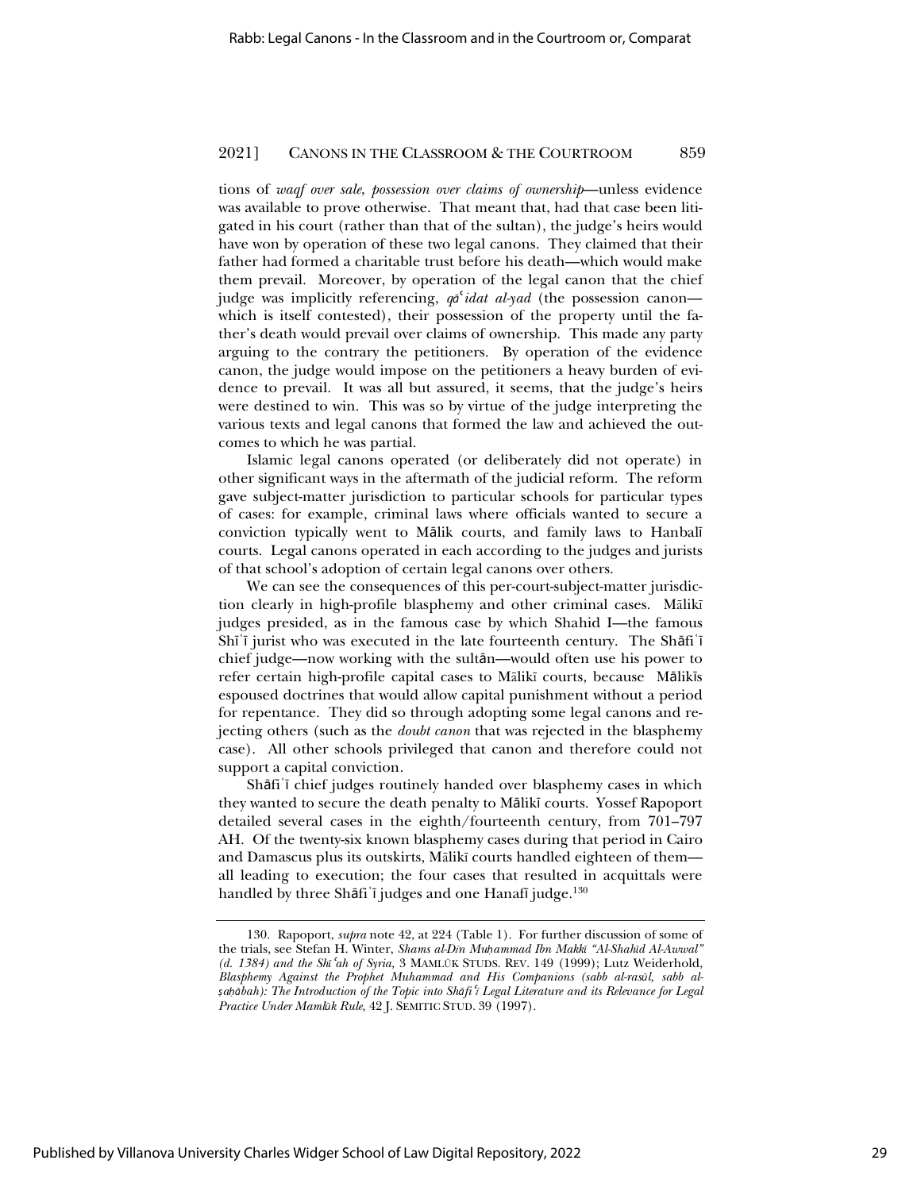tions of *waqf over sale*, *possession over claims of ownership*—unless evidence was available to prove otherwise. That meant that, had that case been litigated in his court (rather than that of the sultan), the judge's heirs would have won by operation of these two legal canons. They claimed that their father had formed a charitable trust before his death—which would make them prevail. Moreover, by operation of the legal canon that the chief judge was implicitly referencing, *qāʿidat al-yad* (the possession canon—which is itself contested), their possession of the property until the father's death would prevail over claims of ownership. This made any party arguing to the contrary the petitioners. By operation of the evidence canon, the judge would impose on the petitioners a heavy burden of evidence to prevail. It was all but assured, it seems, that the judge's heirs were destined to win. This was so by virtue of the judge interpreting the various texts and legal canons that formed the law and achieved the outcomes to which he was partial.

Islamic legal canons operated (or deliberately did not operate) in other significant ways in the aftermath of the judicial reform. The reform gave subject-matter jurisdiction to particular schools for particular types of cases: for example, criminal laws where officials wanted to secure a conviction typically went to Mālik courts, and family laws to Hanbalī courts. Legal canons operated in each according to the judges and jurists of that school's adoption of certain legal canons over others.

We can see the consequences of this per-court-subject-matter jurisdiction clearly in high-profile blasphemy and other criminal cases. Mālikī judges presided, as in the famous case by which Shahid I—the famous Shīʿī jurist who was executed in the late fourteenth century. The Shāfiʿī chief judge—now working with the sultān—would often use his power to refer certain high-profile capital cases to Mālikī courts, because Mālikīs espoused doctrines that would allow capital punishment without a period for repentance. They did so through adopting some legal canons and rejecting others (such as the *doubt canon* that was rejected in the blasphemy case). All other schools privileged that canon and therefore could not support a capital conviction.

Shāfiʿī chief judges routinely handed over blasphemy cases in which they wanted to secure the death penalty to Mālikī courts. Yossef Rapoport detailed several cases in the eighth/fourteenth century, from 701–797 AH. Of the twenty-six known blasphemy cases during that period in Cairo and Damascus plus its outskirts, Mālikī courts handled eighteen of them—all leading to execution; the four cases that resulted in acquittals were handled by three Shāfiʿī judges and one Hanafī judge.[130]

---

130. Rapoport, *supra* note 42, at 224 (Table 1). For further discussion of some of the trials, see Stefan H. Winter, *Shams al-Dīn Muḥammad Ibn Makkī "Al-Shahīd Al-Awwal" (d. 1384) and the Shīʿah of Syria*, 3 MAMLŪK STUDS. REV. 149 (1999); Lutz Weiderhold, *Blasphemy Against the Prophet Muhammad and His Companions (sabb al-rasūl, sabb al-ṣaḥābah): The Introduction of the Topic into Shāfiʿī Legal Literature and its Relevance for Legal Practice Under Mamlūk Rule*, 42 J. SEMITIC STUD. 39 (1997).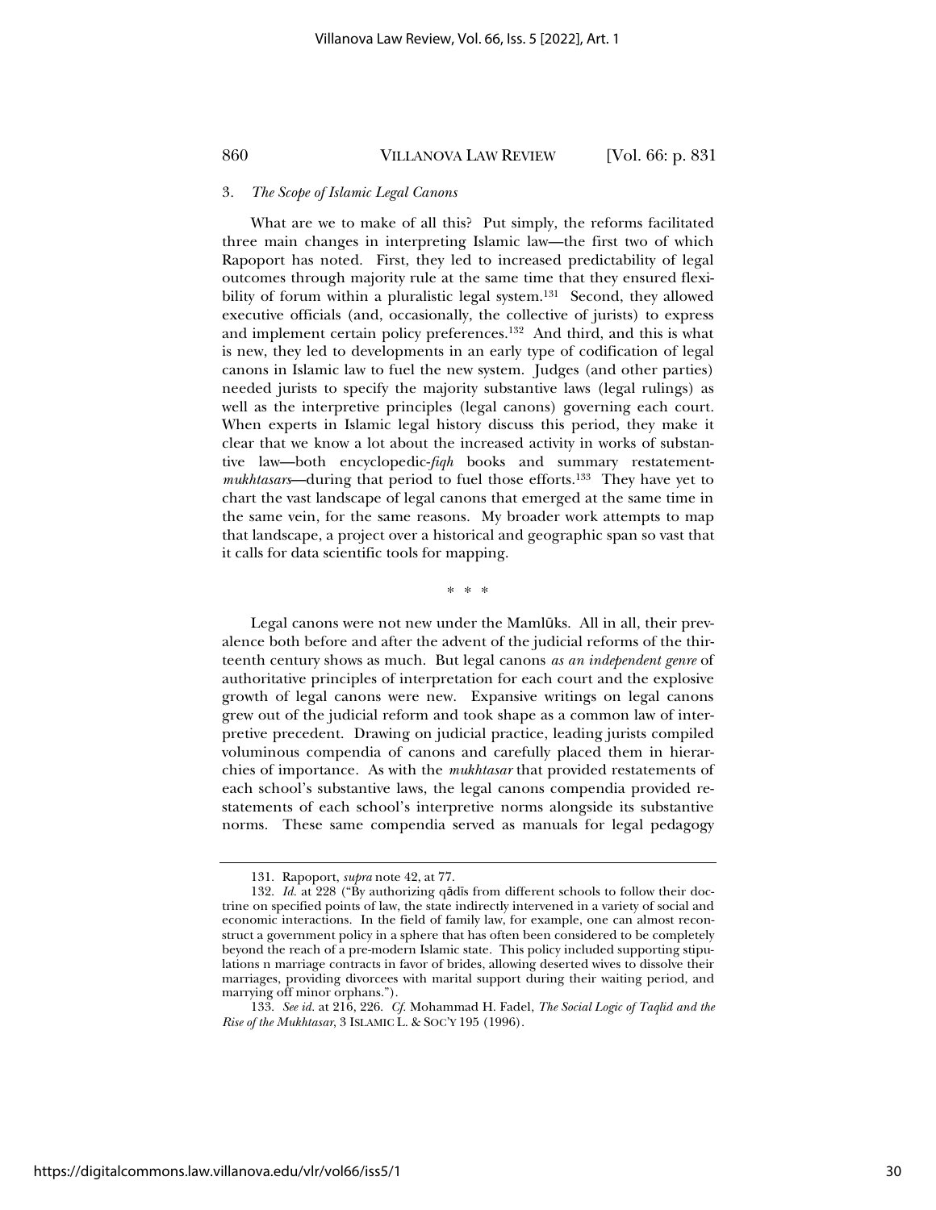### 3. *The Scope of Islamic Legal Canons*

What are we to make of all this? Put simply, the reforms facilitated three main changes in interpreting Islamic law—the first two of which Rapoport has noted. First, they led to increased predictability of legal outcomes through majority rule at the same time that they ensured flexibility of forum within a pluralistic legal system.[131] Second, they allowed executive officials (and, occasionally, the collective of jurists) to express and implement certain policy preferences.[132] And third, and this is what is new, they led to developments in an early type of codification of legal canons in Islamic law to fuel the new system. Judges (and other parties) needed jurists to specify the majority substantive laws (legal rulings) as well as the interpretive principles (legal canons) governing each court. When experts in Islamic legal history discuss this period, they make it clear that we know a lot about the increased activity in works of substantive law—both encyclopedic-*fiqh* books and summary restatement-*mukhtasars*—during that period to fuel those efforts.[133] They have yet to chart the vast landscape of legal canons that emerged at the same time in the same vein, for the same reasons. My broader work attempts to map that landscape, a project over a historical and geographic span so vast that it calls for data scientific tools for mapping.

\* \* \*

Legal canons were not new under the Mamlūks. All in all, their prevalence both before and after the advent of the judicial reforms of the thirteenth century shows as much. But legal canons *as an independent genre* of authoritative principles of interpretation for each court and the explosive growth of legal canons were new. Expansive writings on legal canons grew out of the judicial reform and took shape as a common law of interpretive precedent. Drawing on judicial practice, leading jurists compiled voluminous compendia of canons and carefully placed them in hierarchies of importance. As with the *mukhtasar* that provided restatements of each school's substantive laws, the legal canons compendia provided restatements of each school's interpretive norms alongside its substantive norms. These same compendia served as manuals for legal pedagogy

---

131. Rapoport, *supra* note 42, at 77.

132. *Id.* at 228 ("By authorizing qādīs from different schools to follow their doctrine on specified points of law, the state indirectly intervened in a variety of social and economic interactions. In the field of family law, for example, one can almost reconstruct a government policy in a sphere that has often been considered to be completely beyond the reach of a pre-modern Islamic state. This policy included supporting stipulations n marriage contracts in favor of brides, allowing deserted wives to dissolve their marriages, providing divorcees with marital support during their waiting period, and marrying off minor orphans.").

133. *See id.* at 216, 226. *Cf.* Mohammad H. Fadel, *The Social Logic of Taqlid and the Rise of the Mukhtasar*, 3 ISLAMIC L. & SOC'Y 195 (1996).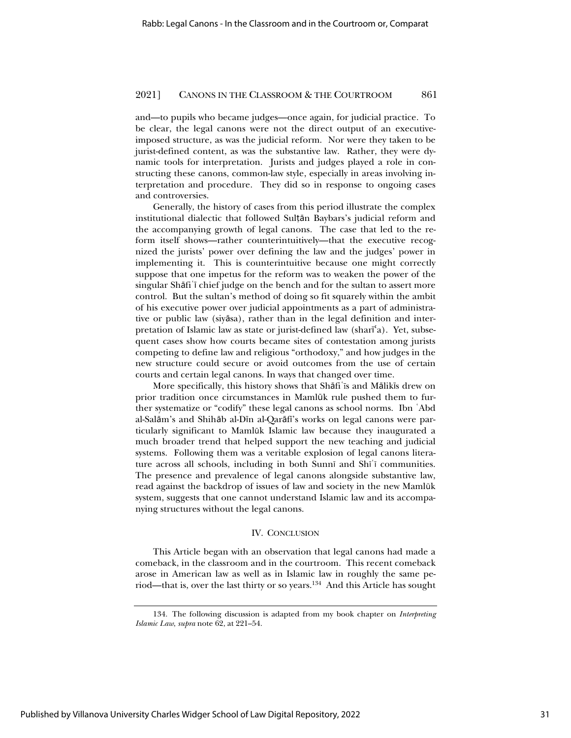and—to pupils who became judges—once again, for judicial practice. To be clear, the legal canons were not the direct output of an executive-imposed structure, as was the judicial reform. Nor were they taken to be jurist-defined content, as was the substantive law. Rather, they were dynamic tools for interpretation. Jurists and judges played a role in constructing these canons, common-law style, especially in areas involving interpretation and procedure. They did so in response to ongoing cases and controversies.

Generally, the history of cases from this period illustrate the complex institutional dialectic that followed Sulṭān Baybars's judicial reform and the accompanying growth of legal canons. The case that led to the reform itself shows—rather counterintuitively—that the executive recognized the jurists' power over defining the law and the judges' power in implementing it. This is counterintuitive because one might correctly suppose that one impetus for the reform was to weaken the power of the singular Shāfiʿī chief judge on the bench and for the sultan to assert more control. But the sultan's method of doing so fit squarely within the ambit of his executive power over judicial appointments as a part of administrative or public law (siyāsa), rather than in the legal definition and interpretation of Islamic law as state or jurist-defined law (sharīʿa). Yet, subsequent cases show how courts became sites of contestation among jurists competing to define law and religious "orthodoxy," and how judges in the new structure could secure or avoid outcomes from the use of certain courts and certain legal canons. In ways that changed over time.

More specifically, this history shows that Shāfiʿīs and Mālikīs drew on prior tradition once circumstances in Mamlūk rule pushed them to further systematize or "codify" these legal canons as school norms. Ibn ʿAbd al-Salām's and Shihāb al-Dīn al-Qarāfī's works on legal canons were particularly significant to Mamlūk Islamic law because they inaugurated a much broader trend that helped support the new teaching and judicial systems. Following them was a veritable explosion of legal canons literature across all schools, including in both Sunnī and Shīʿī communities. The presence and prevalence of legal canons alongside substantive law, read against the backdrop of issues of law and society in the new Mamlūk system, suggests that one cannot understand Islamic law and its accompanying structures without the legal canons.

## IV. Conclusion

This Article began with an observation that legal canons had made a comeback, in the classroom and in the courtroom. This recent comeback arose in American law as well as in Islamic law in roughly the same period—that is, over the last thirty or so years.[134] And this Article has sought

---

134. The following discussion is adapted from my book chapter on *Interpreting Islamic Law*, *supra* note 62, at 221–54.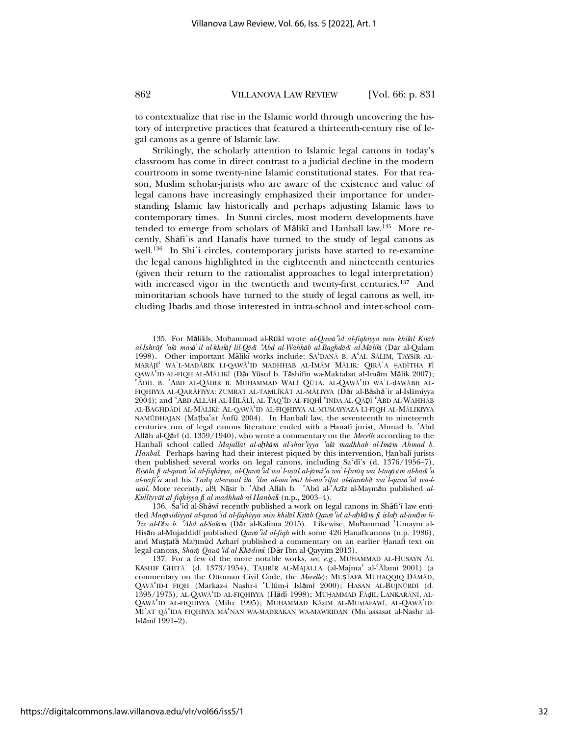to contextualize that rise in the Islamic world through uncovering the history of interpretive practices that featured a thirteenth-century rise of legal canons as a genre of Islamic law.

Strikingly, the scholarly attention to Islamic legal canons in today's classroom has come in direct contrast to a judicial decline in the modern courtroom in some twenty-nine Islamic constitutional states. For that reason, Muslim scholar-jurists who are aware of the existence and value of legal canons have increasingly emphasized their importance for understanding Islamic law historically and perhaps adjusting Islamic laws to contemporary times. In Sunni circles, most modern developments have tended to emerge from scholars of Mālikī and Hanbalī law.[135] More recently, Shāfiʿīs and Hanafīs have turned to the study of legal canons as well.[136] In Shiʿi circles, contemporary jurists have started to re-examine the legal canons highlighted in the eighteenth and nineteenth centuries (given their return to the rationalist approaches to legal interpretation) with increased vigor in the twentieth and twenty-first centuries.[137] And minoritarian schools have turned to the study of legal canons as well, including Ibādīs and those interested in intra-school and inter-school com-

---

135. For Mālikīs, Muḥammad al-Rūkī wrote *al-Qawāʿid al-fiqhiyya min khilāl Kitāb al-Ishrāf ʿalā masāʾil al-khilāf lil-Qāḍī ʿAbd al-Wahhāb al-Baghdādī al-Mālikī* (Dār al-Qalam 1998). Other important Mālikī works include: SAʿDANĀ B. AʿAL SĀLIM, TAYSĪR AL-MARĀJIʿ WAʾL-MADĀRIK LI-QAWĀʿID MADHHAB AL-IMĀM MĀLIK: QIRĀʾA ḤADĪTHA FĪ QAWĀʿID AL-FIQH AL-MĀLIKĪ (Dār Yūsuf b. Tāshifīn wa-Maktabat al-Imām Mālik 2007); ʿĀDIL B. ʿABD AL-QĀDIR B. MUḤAMMAD WALĪ QŪTA, AL-QAWĀʿID WAʾL-ḌAWĀBIṬ AL-FIQHIYYA AL-QARĀFIYYA: ZUMRAT AL-TAMLĪKĀT AL-MĀLIYYA (Dār al-Bāshāʾir al-Islāmiyya 2004); and ʿABD ALLĀH AL-HILĀLĪ, AL-TAQʿĪD AL-FIQHĪ ʿINDA AL-QĀḌĪ ʿABD AL-WAHHĀB AL-BAGHDĀDĪ AL-MĀLIKĪ: AL-QAWĀʿID AL-FIQHIYYA AL-MUMAYYAZA LI-FIQH AL-MĀLIKIYYA NAMŪDHAJAN (Maṭbaʿat Ānfū 2004). In Hanbalī law, the seventeenth to nineteenth centuries run of legal canons literature ended with a Ḥanafī jurist, Ahmad b. ʿAbd Allāh al-Qārī (d. 1359/1940), who wrote a commentary on the *Mecelle* according to the Hanbalī school called *Majallat al-aḥkām al-sharʿiyya ʿalā madhhab al-Imām Ahmad b. Hanbal*. Perhaps having had their interest piqued by this intervention, Ḥanbalī jurists then published several works on legal canons, including Saʿdī's (d. 1376/1956–7), *Risāla fī al-qawāʿid al-fiqhiyya, al-Qawāʿid waʾl-uṣūl al-jāmiʿa waʾl-furūq waʾl-taqāsīm al-badīʿa al-nāfiʿa* and his *Ṭarīq al-wuṣūl ilā ʿilm al-maʾmūl bi-maʿrifat al-ḍawābiṭ waʾl-qawāʿid wa-l-uṣūl*. More recently, al9, Nāṣir b. ʿAbd Allāh b. ʿAbd al-ʿAzīz al-Maymān published *al-Kulliyyāt al-fiqhiyya fī al-madhhab al-Hanbalī* (n.p., 2003–4).

136. Saʿīd al-Shāwī recently published a work on legal canons in Shāfiʿī law entitled *Maqāsidiyyat al-qawāʿid al-fiqhiyya min khilāl Kitāb Qawāʿid al-aḥkām fī iṣlaḥ al-anām li-ʿIzz al-Dīn b. ʿAbd al-Salām* (Dār al-Kalima 2015). Likewise, Muḥammad ʿUmaym al-Hisān al-Mujaddidī published *Qawāʿid al-fiqh* with some 426 Ḥanafīcanons (n.p. 1986), and Muṣṭafā Maḥmūd Azharī published a commentary on an earlier Ḥanafī text on legal canons, *Sharḥ Qawāʿid al-Khādimī* (Dār Ibn al-Qayyim 2013).

137. For a few of the more notable works, *see, e.g.*, MUḤAMMAD AL-HUSAYN ĀL KĀSHIF GHITĀʾ (d. 1373/1954), TAHRĪR AL-MAJALLA (al-Majmaʿ al-ʿĀlamī 2001) (a commentary on the Ottoman Civil Code, the *Mecelle*); MUṢṬAFĀ MUḤAQQIQ DĀMĀD, QAVĀʿID-I FIQH (Markaz-i Nashr-i ʿUlūm-i Islāmī 2000); HASAN AL-BUJNŪRDĪ (d. 1395/1975), AL-QAWĀʿID AL-FIQHIYYA (Hādī 1998); MUḤAMMAD FĀḌIL LANKARĀNĪ, AL-QAWĀʿID AL-FIQHIYYA (Mihr 1995); MUḤAMMAD KĀẒIM AL-MUṢṬAFAWĪ, AL-QAWĀʿID: MIʾAT QĀʿIDA FIQHIYYA MAʿNAN WA-MADRAKAN WA-MAWRIDAN (Muʾassasat al-Nashr al-Islāmī 1991–2).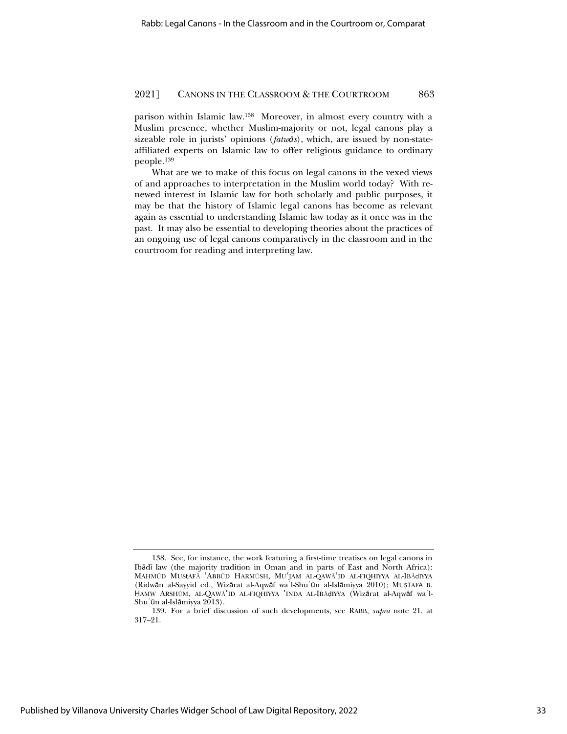parison within Islamic law.[138] Moreover, in almost every country with a Muslim presence, whether Muslim-majority or not, legal canons play a sizeable role in jurists' opinions (*fatwās*), which, are issued by non-state-affiliated experts on Islamic law to offer religious guidance to ordinary people.[139]

What are we to make of this focus on legal canons in the vexed views of and approaches to interpretation in the Muslim world today? With renewed interest in Islamic law for both scholarly and public purposes, it may be that the history of Islamic legal canons has become as relevant again as essential to understanding Islamic law today as it once was in the past. It may also be essential to developing theories about the practices of an ongoing use of legal canons comparatively in the classroom and in the courtroom for reading and interpreting law.

---

138. See, for instance, the work featuring a first-time treatises on legal canons in Ibādī law (the majority tradition in Oman and in parts of East and North Africa): MAHMŪD MUSṬAFĀ ʿABBŪD HARMŪSH, MUʿJAM AL-QAWĀʿID AL-FIQHIYYA AL-IBĀḍIYYA (Ridwān al-Sayyid ed., Wizārat al-Aqwāf waʾl-Shuʾūn al-Islāmiyya 2010); MUṢṬAFĀ B. ḤAMW ARSHŪM, AL-QAWĀʿID AL-FIQHIYYA ʿINDA AL-IBĀḍIYYA (Wizārat al-Aqwāf waʾl-Shuʾūn al-Islāmiyya 2013).

139. For a brief discussion of such developments, see RABB, *supra* note 21, at 317–21.